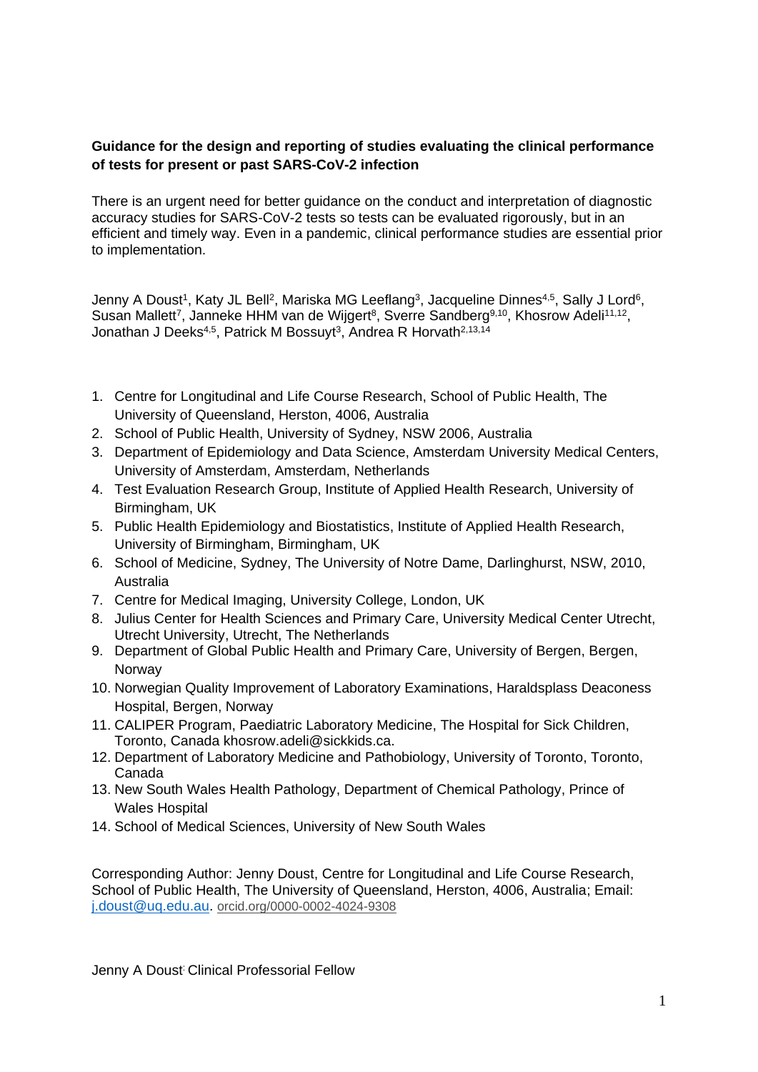**Guidance for the design and reporting of studies evaluating the clinical performance of tests for present or past SARS-CoV-2 infection**

There is an urgent need for better guidance on the conduct and interpretation of diagnostic accuracy studies for SARS-CoV-2 tests so tests can be evaluated rigorously, but in an efficient and timely way. Even in a pandemic, clinical performance studies are essential prior to implementation.

Jenny A Doust[1], Katy JL Bell[2], Mariska MG Leeflang[3], Jacqueline Dinnes[4,5], Sally J Lord[6], Susan Mallett[7], Janneke HHM van de Wijgert[8], Sverre Sandberg[9,10], Khosrow Adeli[11,12], Jonathan J Deeks[4,5], Patrick M Bossuyt[3], Andrea R Horvath[2,13,14]

1. Centre for Longitudinal and Life Course Research, School of Public Health, The University of Queensland, Herston, 4006, Australia
2. School of Public Health, University of Sydney, NSW 2006, Australia
3. Department of Epidemiology and Data Science, Amsterdam University Medical Centers, University of Amsterdam, Amsterdam, Netherlands
4. Test Evaluation Research Group, Institute of Applied Health Research, University of Birmingham, UK
5. Public Health Epidemiology and Biostatistics, Institute of Applied Health Research, University of Birmingham, Birmingham, UK
6. School of Medicine, Sydney, The University of Notre Dame, Darlinghurst, NSW, 2010, Australia
7. Centre for Medical Imaging, University College, London, UK
8. Julius Center for Health Sciences and Primary Care, University Medical Center Utrecht, Utrecht University, Utrecht, The Netherlands
9. Department of Global Public Health and Primary Care, University of Bergen, Bergen, Norway
10. Norwegian Quality Improvement of Laboratory Examinations, Haraldsplass Deaconess Hospital, Bergen, Norway
11. CALIPER Program, Paediatric Laboratory Medicine, The Hospital for Sick Children, Toronto, Canada khosrow.adeli@sickkids.ca.
12. Department of Laboratory Medicine and Pathobiology, University of Toronto, Toronto, Canada
13. New South Wales Health Pathology, Department of Chemical Pathology, Prince of Wales Hospital
14. School of Medical Sciences, University of New South Wales

Corresponding Author: Jenny Doust, Centre for Longitudinal and Life Course Research, School of Public Health, The University of Queensland, Herston, 4006, Australia; Email: j.doust@uq.edu.au. orcid.org/0000-0002-4024-9308

Jenny A Doust: Clinical Professorial Fellow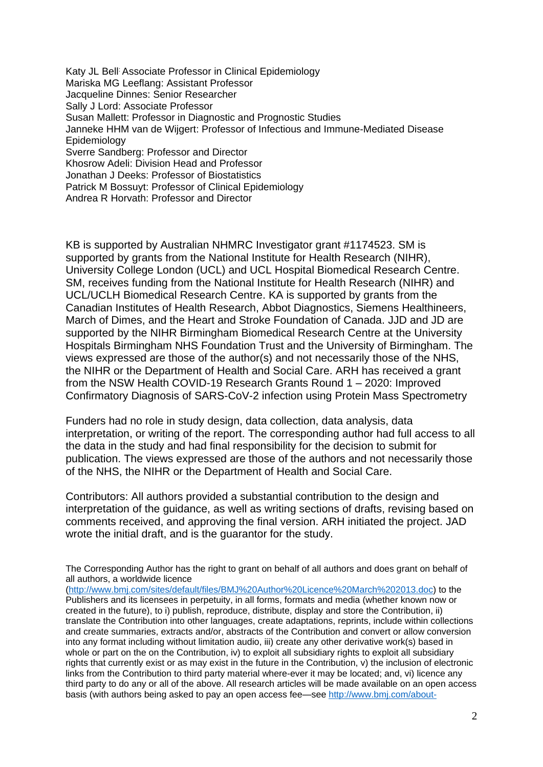Katy JL Bell: Associate Professor in Clinical Epidemiology
Mariska MG Leeflang: Assistant Professor
Jacqueline Dinnes: Senior Researcher
Sally J Lord: Associate Professor
Susan Mallett: Professor in Diagnostic and Prognostic Studies
Janneke HHM van de Wijgert: Professor of Infectious and Immune-Mediated Disease Epidemiology
Sverre Sandberg: Professor and Director
Khosrow Adeli: Division Head and Professor
Jonathan J Deeks: Professor of Biostatistics
Patrick M Bossuyt: Professor of Clinical Epidemiology
Andrea R Horvath: Professor and Director

KB is supported by Australian NHMRC Investigator grant #1174523. SM is supported by grants from the National Institute for Health Research (NIHR), University College London (UCL) and UCL Hospital Biomedical Research Centre. SM, receives funding from the National Institute for Health Research (NIHR) and UCL/UCLH Biomedical Research Centre. KA is supported by grants from the Canadian Institutes of Health Research, Abbot Diagnostics, Siemens Healthineers, March of Dimes, and the Heart and Stroke Foundation of Canada. JJD and JD are supported by the NIHR Birmingham Biomedical Research Centre at the University Hospitals Birmingham NHS Foundation Trust and the University of Birmingham. The views expressed are those of the author(s) and not necessarily those of the NHS, the NIHR or the Department of Health and Social Care. ARH has received a grant from the NSW Health COVID-19 Research Grants Round 1 – 2020: Improved Confirmatory Diagnosis of SARS-CoV-2 infection using Protein Mass Spectrometry

Funders had no role in study design, data collection, data analysis, data interpretation, or writing of the report. The corresponding author had full access to all the data in the study and had final responsibility for the decision to submit for publication. The views expressed are those of the authors and not necessarily those of the NHS, the NIHR or the Department of Health and Social Care.

Contributors: All authors provided a substantial contribution to the design and interpretation of the guidance, as well as writing sections of drafts, revising based on comments received, and approving the final version. ARH initiated the project. JAD wrote the initial draft, and is the guarantor for the study.

The Corresponding Author has the right to grant on behalf of all authors and does grant on behalf of all authors, a worldwide licence (http://www.bmj.com/sites/default/files/BMJ%20Author%20Licence%20March%202013.doc) to the Publishers and its licensees in perpetuity, in all forms, formats and media (whether known now or created in the future), to i) publish, reproduce, distribute, display and store the Contribution, ii) translate the Contribution into other languages, create adaptations, reprints, include within collections and create summaries, extracts and/or, abstracts of the Contribution and convert or allow conversion into any format including without limitation audio, iii) create any other derivative work(s) based in whole or part on the on the Contribution, iv) to exploit all subsidiary rights to exploit all subsidiary rights that currently exist or as may exist in the future in the Contribution, v) the inclusion of electronic links from the Contribution to third party material where-ever it may be located; and, vi) licence any third party to do any or all of the above. All research articles will be made available on an open access basis (with authors being asked to pay an open access fee—see http://www.bmj.com/about-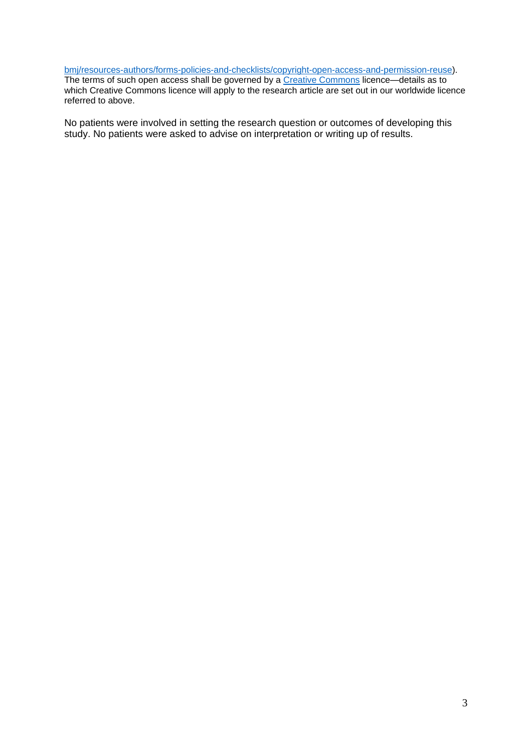bmj/resources-authors/forms-policies-and-checklists/copyright-open-access-and-permission-reuse). The terms of such open access shall be governed by a Creative Commons licence—details as to which Creative Commons licence will apply to the research article are set out in our worldwide licence referred to above.

No patients were involved in setting the research question or outcomes of developing this study. No patients were asked to advise on interpretation or writing up of results.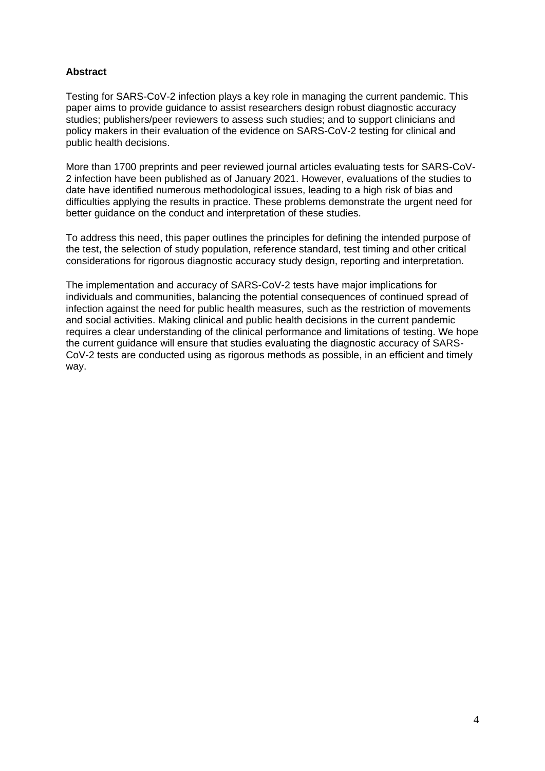**Abstract**

Testing for SARS-CoV-2 infection plays a key role in managing the current pandemic. This paper aims to provide guidance to assist researchers design robust diagnostic accuracy studies; publishers/peer reviewers to assess such studies; and to support clinicians and policy makers in their evaluation of the evidence on SARS-CoV-2 testing for clinical and public health decisions.

More than 1700 preprints and peer reviewed journal articles evaluating tests for SARS-CoV-2 infection have been published as of January 2021. However, evaluations of the studies to date have identified numerous methodological issues, leading to a high risk of bias and difficulties applying the results in practice. These problems demonstrate the urgent need for better guidance on the conduct and interpretation of these studies.

To address this need, this paper outlines the principles for defining the intended purpose of the test, the selection of study population, reference standard, test timing and other critical considerations for rigorous diagnostic accuracy study design, reporting and interpretation.

The implementation and accuracy of SARS-CoV-2 tests have major implications for individuals and communities, balancing the potential consequences of continued spread of infection against the need for public health measures, such as the restriction of movements and social activities. Making clinical and public health decisions in the current pandemic requires a clear understanding of the clinical performance and limitations of testing. We hope the current guidance will ensure that studies evaluating the diagnostic accuracy of SARS-CoV-2 tests are conducted using as rigorous methods as possible, in an efficient and timely way.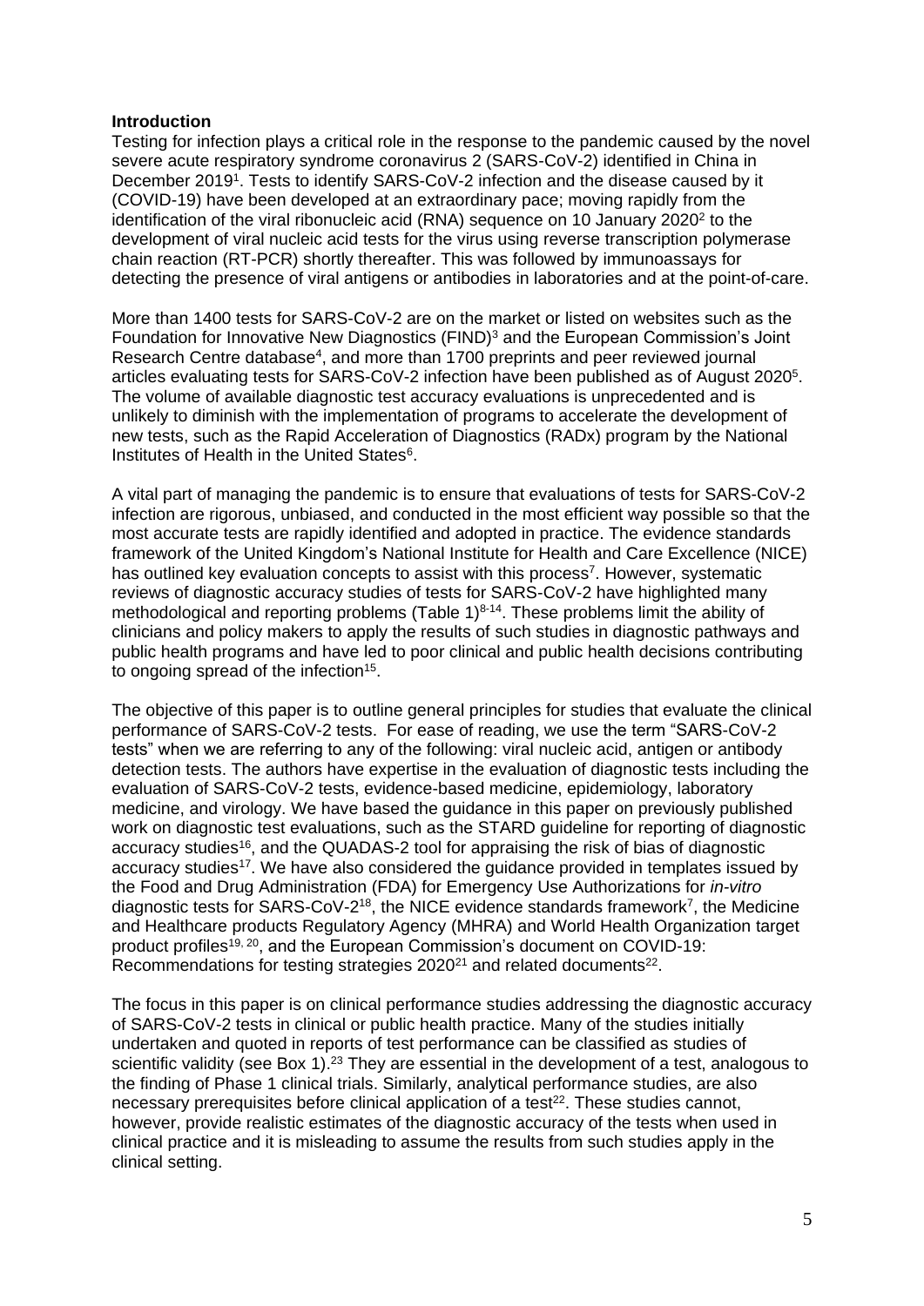**Introduction**

Testing for infection plays a critical role in the response to the pandemic caused by the novel severe acute respiratory syndrome coronavirus 2 (SARS-CoV-2) identified in China in December 2019[1]. Tests to identify SARS-CoV-2 infection and the disease caused by it (COVID-19) have been developed at an extraordinary pace; moving rapidly from the identification of the viral ribonucleic acid (RNA) sequence on 10 January 2020[2] to the development of viral nucleic acid tests for the virus using reverse transcription polymerase chain reaction (RT-PCR) shortly thereafter. This was followed by immunoassays for detecting the presence of viral antigens or antibodies in laboratories and at the point-of-care.

More than 1400 tests for SARS-CoV-2 are on the market or listed on websites such as the Foundation for Innovative New Diagnostics (FIND)[3] and the European Commission's Joint Research Centre database[4], and more than 1700 preprints and peer reviewed journal articles evaluating tests for SARS-CoV-2 infection have been published as of August 2020[5]. The volume of available diagnostic test accuracy evaluations is unprecedented and is unlikely to diminish with the implementation of programs to accelerate the development of new tests, such as the Rapid Acceleration of Diagnostics (RADx) program by the National Institutes of Health in the United States[6].

A vital part of managing the pandemic is to ensure that evaluations of tests for SARS-CoV-2 infection are rigorous, unbiased, and conducted in the most efficient way possible so that the most accurate tests are rapidly identified and adopted in practice. The evidence standards framework of the United Kingdom's National Institute for Health and Care Excellence (NICE) has outlined key evaluation concepts to assist with this process[7]. However, systematic reviews of diagnostic accuracy studies of tests for SARS-CoV-2 have highlighted many methodological and reporting problems (Table 1)[8-14]. These problems limit the ability of clinicians and policy makers to apply the results of such studies in diagnostic pathways and public health programs and have led to poor clinical and public health decisions contributing to ongoing spread of the infection[15].

The objective of this paper is to outline general principles for studies that evaluate the clinical performance of SARS-CoV-2 tests. For ease of reading, we use the term "SARS-CoV-2 tests" when we are referring to any of the following: viral nucleic acid, antigen or antibody detection tests. The authors have expertise in the evaluation of diagnostic tests including the evaluation of SARS-CoV-2 tests, evidence-based medicine, epidemiology, laboratory medicine, and virology. We have based the guidance in this paper on previously published work on diagnostic test evaluations, such as the STARD guideline for reporting of diagnostic accuracy studies[16], and the QUADAS-2 tool for appraising the risk of bias of diagnostic accuracy studies[17]. We have also considered the guidance provided in templates issued by the Food and Drug Administration (FDA) for Emergency Use Authorizations for *in-vitro* diagnostic tests for SARS-CoV-2[18], the NICE evidence standards framework[7], the Medicine and Healthcare products Regulatory Agency (MHRA) and World Health Organization target product profiles[19, 20], and the European Commission's document on COVID-19: Recommendations for testing strategies 2020[21] and related documents[22].

The focus in this paper is on clinical performance studies addressing the diagnostic accuracy of SARS-CoV-2 tests in clinical or public health practice. Many of the studies initially undertaken and quoted in reports of test performance can be classified as studies of scientific validity (see Box 1).[23] They are essential in the development of a test, analogous to the finding of Phase 1 clinical trials. Similarly, analytical performance studies, are also necessary prerequisites before clinical application of a test[22]. These studies cannot, however, provide realistic estimates of the diagnostic accuracy of the tests when used in clinical practice and it is misleading to assume the results from such studies apply in the clinical setting.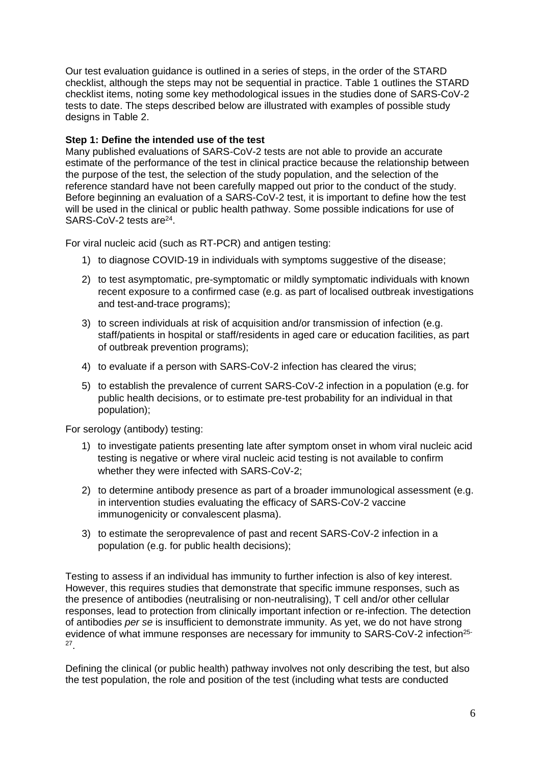Our test evaluation guidance is outlined in a series of steps, in the order of the STARD checklist, although the steps may not be sequential in practice. Table 1 outlines the STARD checklist items, noting some key methodological issues in the studies done of SARS-CoV-2 tests to date. The steps described below are illustrated with examples of possible study designs in Table 2.

**Step 1: Define the intended use of the test**

Many published evaluations of SARS-CoV-2 tests are not able to provide an accurate estimate of the performance of the test in clinical practice because the relationship between the purpose of the test, the selection of the study population, and the selection of the reference standard have not been carefully mapped out prior to the conduct of the study. Before beginning an evaluation of a SARS-CoV-2 test, it is important to define how the test will be used in the clinical or public health pathway. Some possible indications for use of SARS-CoV-2 tests are[24].

For viral nucleic acid (such as RT-PCR) and antigen testing:

1) to diagnose COVID-19 in individuals with symptoms suggestive of the disease;
2) to test asymptomatic, pre-symptomatic or mildly symptomatic individuals with known recent exposure to a confirmed case (e.g. as part of localised outbreak investigations and test-and-trace programs);
3) to screen individuals at risk of acquisition and/or transmission of infection (e.g. staff/patients in hospital or staff/residents in aged care or education facilities, as part of outbreak prevention programs);
4) to evaluate if a person with SARS-CoV-2 infection has cleared the virus;
5) to establish the prevalence of current SARS-CoV-2 infection in a population (e.g. for public health decisions, or to estimate pre-test probability for an individual in that population);

For serology (antibody) testing:

1) to investigate patients presenting late after symptom onset in whom viral nucleic acid testing is negative or where viral nucleic acid testing is not available to confirm whether they were infected with SARS-CoV-2;
2) to determine antibody presence as part of a broader immunological assessment (e.g. in intervention studies evaluating the efficacy of SARS-CoV-2 vaccine immunogenicity or convalescent plasma).
3) to estimate the seroprevalence of past and recent SARS-CoV-2 infection in a population (e.g. for public health decisions);

Testing to assess if an individual has immunity to further infection is also of key interest. However, this requires studies that demonstrate that specific immune responses, such as the presence of antibodies (neutralising or non-neutralising), T cell and/or other cellular responses, lead to protection from clinically important infection or re-infection. The detection of antibodies *per se* is insufficient to demonstrate immunity. As yet, we do not have strong evidence of what immune responses are necessary for immunity to SARS-CoV-2 infection[25-27].

Defining the clinical (or public health) pathway involves not only describing the test, but also the test population, the role and position of the test (including what tests are conducted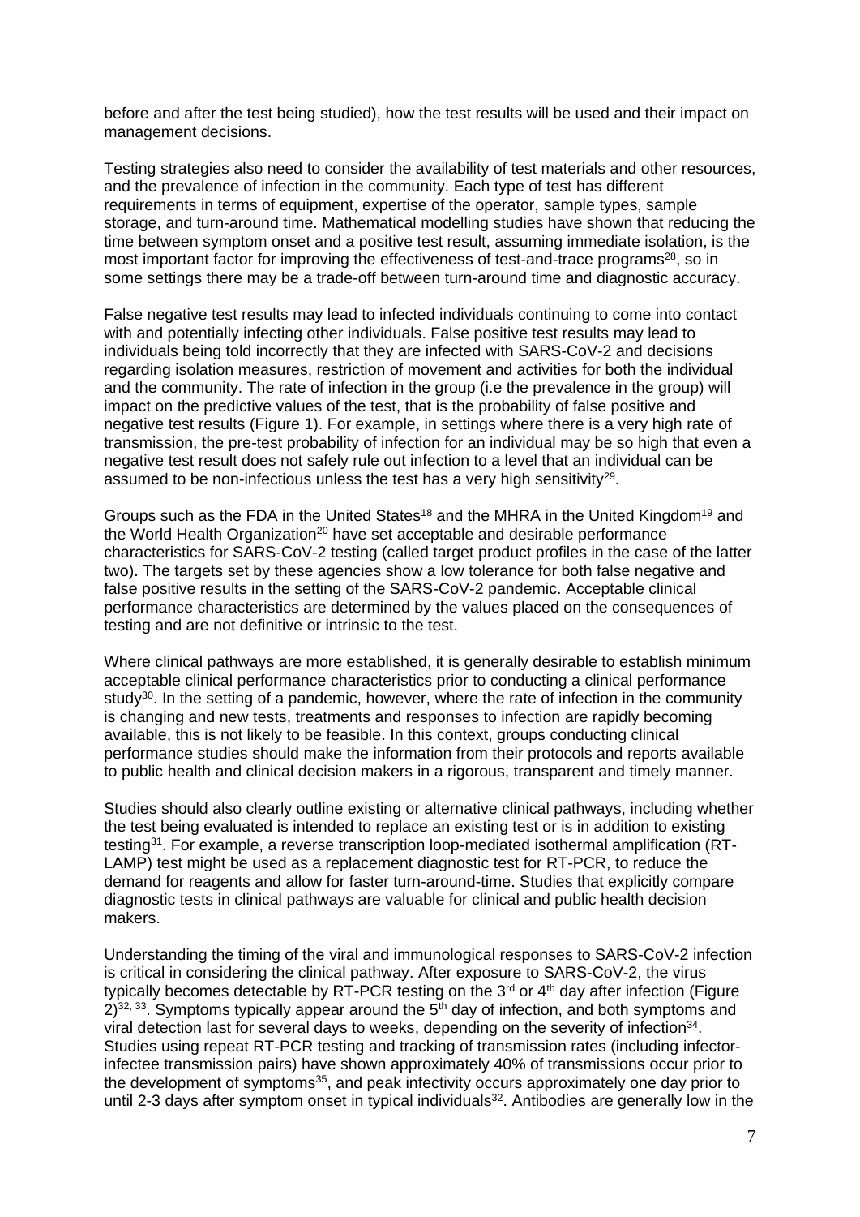before and after the test being studied), how the test results will be used and their impact on management decisions.

Testing strategies also need to consider the availability of test materials and other resources, and the prevalence of infection in the community. Each type of test has different requirements in terms of equipment, expertise of the operator, sample types, sample storage, and turn-around time. Mathematical modelling studies have shown that reducing the time between symptom onset and a positive test result, assuming immediate isolation, is the most important factor for improving the effectiveness of test-and-trace programs[28], so in some settings there may be a trade-off between turn-around time and diagnostic accuracy.

False negative test results may lead to infected individuals continuing to come into contact with and potentially infecting other individuals. False positive test results may lead to individuals being told incorrectly that they are infected with SARS-CoV-2 and decisions regarding isolation measures, restriction of movement and activities for both the individual and the community. The rate of infection in the group (i.e the prevalence in the group) will impact on the predictive values of the test, that is the probability of false positive and negative test results (Figure 1). For example, in settings where there is a very high rate of transmission, the pre-test probability of infection for an individual may be so high that even a negative test result does not safely rule out infection to a level that an individual can be assumed to be non-infectious unless the test has a very high sensitivity[29].

Groups such as the FDA in the United States[18] and the MHRA in the United Kingdom[19] and the World Health Organization[20] have set acceptable and desirable performance characteristics for SARS-CoV-2 testing (called target product profiles in the case of the latter two). The targets set by these agencies show a low tolerance for both false negative and false positive results in the setting of the SARS-CoV-2 pandemic. Acceptable clinical performance characteristics are determined by the values placed on the consequences of testing and are not definitive or intrinsic to the test.

Where clinical pathways are more established, it is generally desirable to establish minimum acceptable clinical performance characteristics prior to conducting a clinical performance study[30]. In the setting of a pandemic, however, where the rate of infection in the community is changing and new tests, treatments and responses to infection are rapidly becoming available, this is not likely to be feasible. In this context, groups conducting clinical performance studies should make the information from their protocols and reports available to public health and clinical decision makers in a rigorous, transparent and timely manner.

Studies should also clearly outline existing or alternative clinical pathways, including whether the test being evaluated is intended to replace an existing test or is in addition to existing testing[31]. For example, a reverse transcription loop-mediated isothermal amplification (RT-LAMP) test might be used as a replacement diagnostic test for RT-PCR, to reduce the demand for reagents and allow for faster turn-around-time. Studies that explicitly compare diagnostic tests in clinical pathways are valuable for clinical and public health decision makers.

Understanding the timing of the viral and immunological responses to SARS-CoV-2 infection is critical in considering the clinical pathway. After exposure to SARS-CoV-2, the virus typically becomes detectable by RT-PCR testing on the 3rd or 4th day after infection (Figure 2)[32, 33]. Symptoms typically appear around the 5th day of infection, and both symptoms and viral detection last for several days to weeks, depending on the severity of infection[34]. Studies using repeat RT-PCR testing and tracking of transmission rates (including infector-infectee transmission pairs) have shown approximately 40% of transmissions occur prior to the development of symptoms[35], and peak infectivity occurs approximately one day prior to until 2-3 days after symptom onset in typical individuals[32]. Antibodies are generally low in the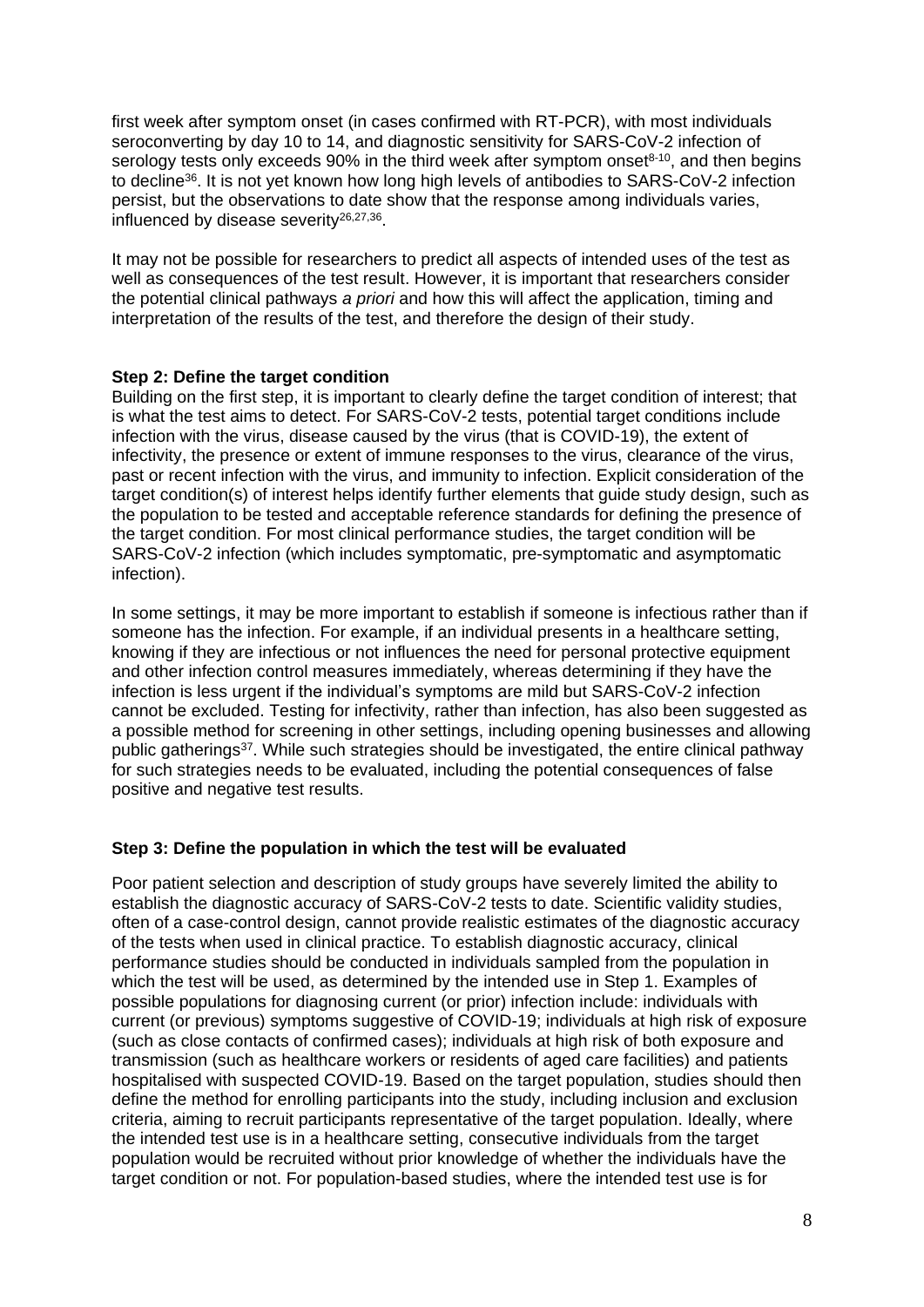first week after symptom onset (in cases confirmed with RT-PCR), with most individuals seroconverting by day 10 to 14, and diagnostic sensitivity for SARS-CoV-2 infection of serology tests only exceeds 90% in the third week after symptom onset[8-10], and then begins to decline[36]. It is not yet known how long high levels of antibodies to SARS-CoV-2 infection persist, but the observations to date show that the response among individuals varies, influenced by disease severity[26,27,36].

It may not be possible for researchers to predict all aspects of intended uses of the test as well as consequences of the test result. However, it is important that researchers consider the potential clinical pathways *a priori* and how this will affect the application, timing and interpretation of the results of the test, and therefore the design of their study.

### Step 2: Define the target condition

Building on the first step, it is important to clearly define the target condition of interest; that is what the test aims to detect. For SARS-CoV-2 tests, potential target conditions include infection with the virus, disease caused by the virus (that is COVID-19), the extent of infectivity, the presence or extent of immune responses to the virus, clearance of the virus, past or recent infection with the virus, and immunity to infection. Explicit consideration of the target condition(s) of interest helps identify further elements that guide study design, such as the population to be tested and acceptable reference standards for defining the presence of the target condition. For most clinical performance studies, the target condition will be SARS-CoV-2 infection (which includes symptomatic, pre-symptomatic and asymptomatic infection).

In some settings, it may be more important to establish if someone is infectious rather than if someone has the infection. For example, if an individual presents in a healthcare setting, knowing if they are infectious or not influences the need for personal protective equipment and other infection control measures immediately, whereas determining if they have the infection is less urgent if the individual's symptoms are mild but SARS-CoV-2 infection cannot be excluded. Testing for infectivity, rather than infection, has also been suggested as a possible method for screening in other settings, including opening businesses and allowing public gatherings[37]. While such strategies should be investigated, the entire clinical pathway for such strategies needs to be evaluated, including the potential consequences of false positive and negative test results.

### Step 3: Define the population in which the test will be evaluated

Poor patient selection and description of study groups have severely limited the ability to establish the diagnostic accuracy of SARS-CoV-2 tests to date. Scientific validity studies, often of a case-control design, cannot provide realistic estimates of the diagnostic accuracy of the tests when used in clinical practice. To establish diagnostic accuracy, clinical performance studies should be conducted in individuals sampled from the population in which the test will be used, as determined by the intended use in Step 1. Examples of possible populations for diagnosing current (or prior) infection include: individuals with current (or previous) symptoms suggestive of COVID-19; individuals at high risk of exposure (such as close contacts of confirmed cases); individuals at high risk of both exposure and transmission (such as healthcare workers or residents of aged care facilities) and patients hospitalised with suspected COVID-19. Based on the target population, studies should then define the method for enrolling participants into the study, including inclusion and exclusion criteria, aiming to recruit participants representative of the target population. Ideally, where the intended test use is in a healthcare setting, consecutive individuals from the target population would be recruited without prior knowledge of whether the individuals have the target condition or not. For population-based studies, where the intended test use is for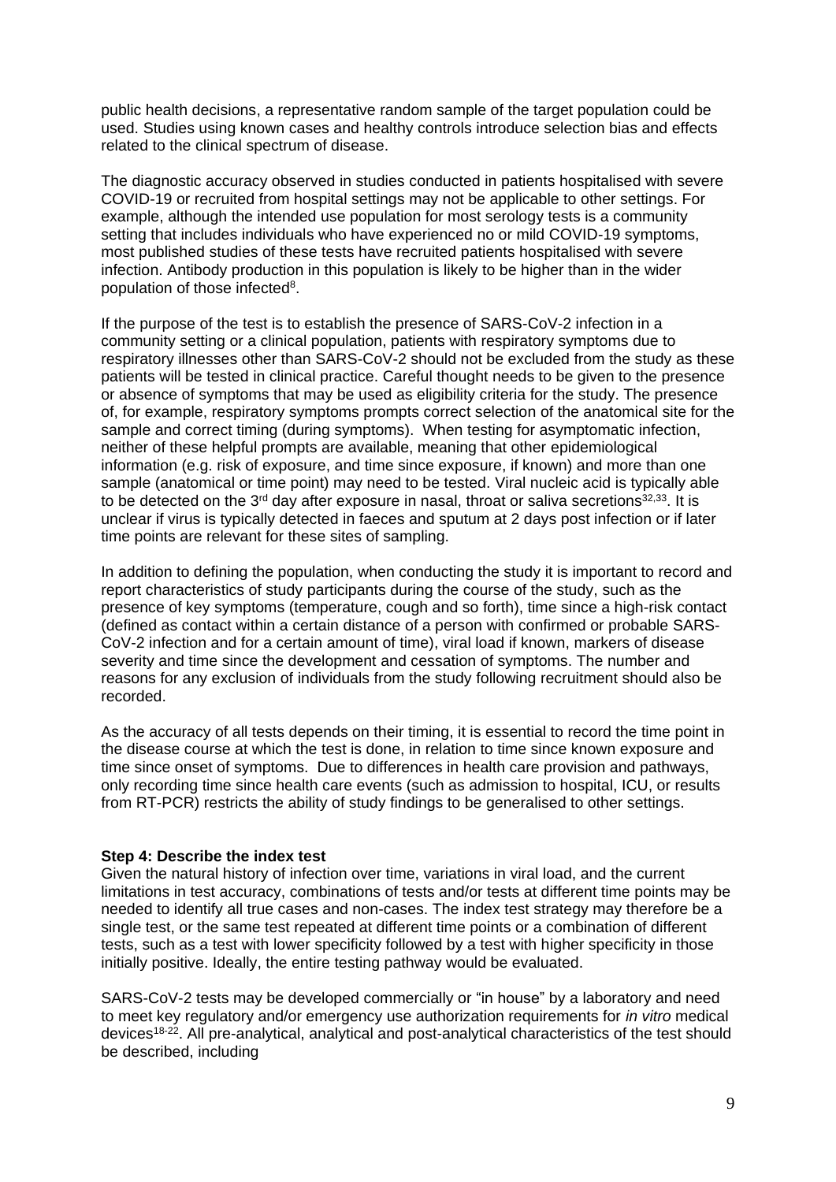public health decisions, a representative random sample of the target population could be used. Studies using known cases and healthy controls introduce selection bias and effects related to the clinical spectrum of disease.

The diagnostic accuracy observed in studies conducted in patients hospitalised with severe COVID-19 or recruited from hospital settings may not be applicable to other settings. For example, although the intended use population for most serology tests is a community setting that includes individuals who have experienced no or mild COVID-19 symptoms, most published studies of these tests have recruited patients hospitalised with severe infection. Antibody production in this population is likely to be higher than in the wider population of those infected[8].

If the purpose of the test is to establish the presence of SARS-CoV-2 infection in a community setting or a clinical population, patients with respiratory symptoms due to respiratory illnesses other than SARS-CoV-2 should not be excluded from the study as these patients will be tested in clinical practice. Careful thought needs to be given to the presence or absence of symptoms that may be used as eligibility criteria for the study. The presence of, for example, respiratory symptoms prompts correct selection of the anatomical site for the sample and correct timing (during symptoms). When testing for asymptomatic infection, neither of these helpful prompts are available, meaning that other epidemiological information (e.g. risk of exposure, and time since exposure, if known) and more than one sample (anatomical or time point) may need to be tested. Viral nucleic acid is typically able to be detected on the 3rd day after exposure in nasal, throat or saliva secretions[32,33]. It is unclear if virus is typically detected in faeces and sputum at 2 days post infection or if later time points are relevant for these sites of sampling.

In addition to defining the population, when conducting the study it is important to record and report characteristics of study participants during the course of the study, such as the presence of key symptoms (temperature, cough and so forth), time since a high-risk contact (defined as contact within a certain distance of a person with confirmed or probable SARS-CoV-2 infection and for a certain amount of time), viral load if known, markers of disease severity and time since the development and cessation of symptoms. The number and reasons for any exclusion of individuals from the study following recruitment should also be recorded.

As the accuracy of all tests depends on their timing, it is essential to record the time point in the disease course at which the test is done, in relation to time since known exposure and time since onset of symptoms. Due to differences in health care provision and pathways, only recording time since health care events (such as admission to hospital, ICU, or results from RT-PCR) restricts the ability of study findings to be generalised to other settings.

**Step 4: Describe the index test**

Given the natural history of infection over time, variations in viral load, and the current limitations in test accuracy, combinations of tests and/or tests at different time points may be needed to identify all true cases and non-cases. The index test strategy may therefore be a single test, or the same test repeated at different time points or a combination of different tests, such as a test with lower specificity followed by a test with higher specificity in those initially positive. Ideally, the entire testing pathway would be evaluated.

SARS-CoV-2 tests may be developed commercially or "in house" by a laboratory and need to meet key regulatory and/or emergency use authorization requirements for *in vitro* medical devices[18-22]. All pre-analytical, analytical and post-analytical characteristics of the test should be described, including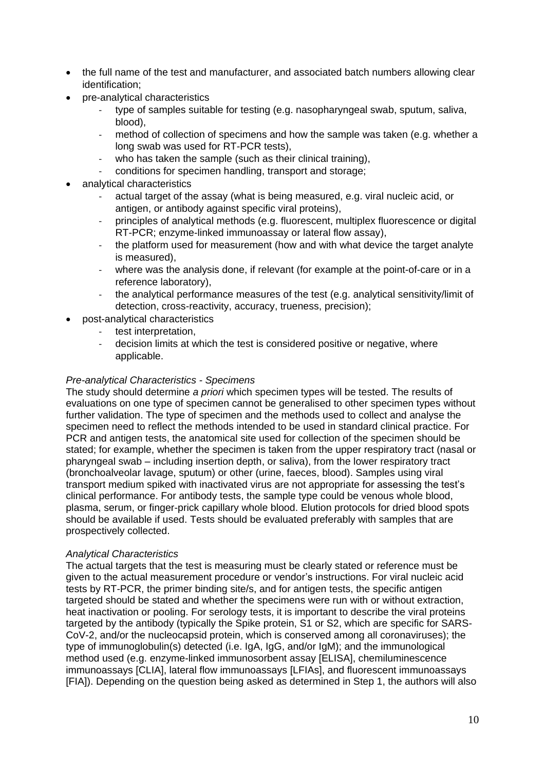- the full name of the test and manufacturer, and associated batch numbers allowing clear identification;
- pre-analytical characteristics
  - type of samples suitable for testing (e.g. nasopharyngeal swab, sputum, saliva, blood),
  - method of collection of specimens and how the sample was taken (e.g. whether a long swab was used for RT-PCR tests),
  - who has taken the sample (such as their clinical training),
  - conditions for specimen handling, transport and storage;
- analytical characteristics
  - actual target of the assay (what is being measured, e.g. viral nucleic acid, or antigen, or antibody against specific viral proteins),
  - principles of analytical methods (e.g. fluorescent, multiplex fluorescence or digital RT-PCR; enzyme-linked immunoassay or lateral flow assay),
  - the platform used for measurement (how and with what device the target analyte is measured),
  - where was the analysis done, if relevant (for example at the point-of-care or in a reference laboratory),
  - the analytical performance measures of the test (e.g. analytical sensitivity/limit of detection, cross-reactivity, accuracy, trueness, precision);
- post-analytical characteristics
  - test interpretation,
  - decision limits at which the test is considered positive or negative, where applicable.

*Pre-analytical Characteristics - Specimens*

The study should determine *a priori* which specimen types will be tested. The results of evaluations on one type of specimen cannot be generalised to other specimen types without further validation. The type of specimen and the methods used to collect and analyse the specimen need to reflect the methods intended to be used in standard clinical practice. For PCR and antigen tests, the anatomical site used for collection of the specimen should be stated; for example, whether the specimen is taken from the upper respiratory tract (nasal or pharyngeal swab – including insertion depth, or saliva), from the lower respiratory tract (bronchoalveolar lavage, sputum) or other (urine, faeces, blood). Samples using viral transport medium spiked with inactivated virus are not appropriate for assessing the test's clinical performance. For antibody tests, the sample type could be venous whole blood, plasma, serum, or finger-prick capillary whole blood. Elution protocols for dried blood spots should be available if used. Tests should be evaluated preferably with samples that are prospectively collected.

*Analytical Characteristics*

The actual targets that the test is measuring must be clearly stated or reference must be given to the actual measurement procedure or vendor's instructions. For viral nucleic acid tests by RT-PCR, the primer binding site/s, and for antigen tests, the specific antigen targeted should be stated and whether the specimens were run with or without extraction, heat inactivation or pooling. For serology tests, it is important to describe the viral proteins targeted by the antibody (typically the Spike protein, S1 or S2, which are specific for SARS-CoV-2, and/or the nucleocapsid protein, which is conserved among all coronaviruses); the type of immunoglobulin(s) detected (i.e. IgA, IgG, and/or IgM); and the immunological method used (e.g. enzyme-linked immunosorbent assay [ELISA], chemiluminescence immunoassays [CLIA], lateral flow immunoassays [LFIAs], and fluorescent immunoassays [FIA]). Depending on the question being asked as determined in Step 1, the authors will also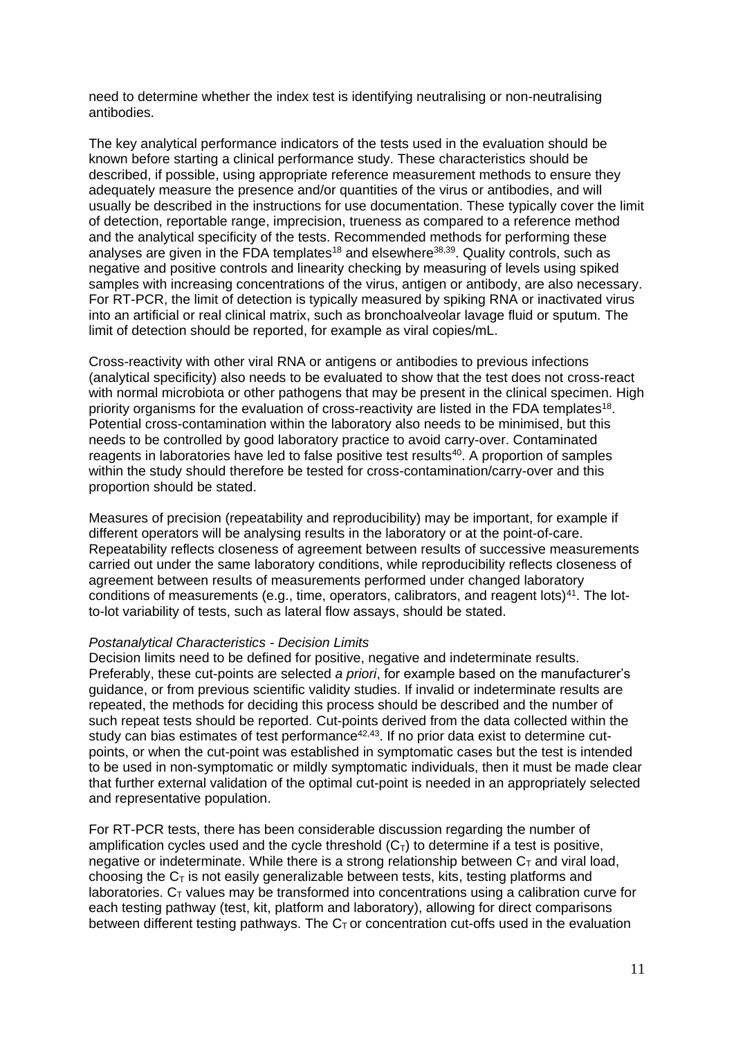need to determine whether the index test is identifying neutralising or non-neutralising antibodies.

The key analytical performance indicators of the tests used in the evaluation should be known before starting a clinical performance study. These characteristics should be described, if possible, using appropriate reference measurement methods to ensure they adequately measure the presence and/or quantities of the virus or antibodies, and will usually be described in the instructions for use documentation. These typically cover the limit of detection, reportable range, imprecision, trueness as compared to a reference method and the analytical specificity of the tests. Recommended methods for performing these analyses are given in the FDA templates[18] and elsewhere[38,39]. Quality controls, such as negative and positive controls and linearity checking by measuring of levels using spiked samples with increasing concentrations of the virus, antigen or antibody, are also necessary. For RT-PCR, the limit of detection is typically measured by spiking RNA or inactivated virus into an artificial or real clinical matrix, such as bronchoalveolar lavage fluid or sputum. The limit of detection should be reported, for example as viral copies/mL.

Cross-reactivity with other viral RNA or antigens or antibodies to previous infections (analytical specificity) also needs to be evaluated to show that the test does not cross-react with normal microbiota or other pathogens that may be present in the clinical specimen. High priority organisms for the evaluation of cross-reactivity are listed in the FDA templates[18]. Potential cross-contamination within the laboratory also needs to be minimised, but this needs to be controlled by good laboratory practice to avoid carry-over. Contaminated reagents in laboratories have led to false positive test results[40]. A proportion of samples within the study should therefore be tested for cross-contamination/carry-over and this proportion should be stated.

Measures of precision (repeatability and reproducibility) may be important, for example if different operators will be analysing results in the laboratory or at the point-of-care. Repeatability reflects closeness of agreement between results of successive measurements carried out under the same laboratory conditions, while reproducibility reflects closeness of agreement between results of measurements performed under changed laboratory conditions of measurements (e.g., time, operators, calibrators, and reagent lots)[41]. The lot-to-lot variability of tests, such as lateral flow assays, should be stated.

*Postanalytical Characteristics - Decision Limits*

Decision limits need to be defined for positive, negative and indeterminate results. Preferably, these cut-points are selected *a priori*, for example based on the manufacturer's guidance, or from previous scientific validity studies. If invalid or indeterminate results are repeated, the methods for deciding this process should be described and the number of such repeat tests should be reported. Cut-points derived from the data collected within the study can bias estimates of test performance[42,43]. If no prior data exist to determine cut-points, or when the cut-point was established in symptomatic cases but the test is intended to be used in non-symptomatic or mildly symptomatic individuals, then it must be made clear that further external validation of the optimal cut-point is needed in an appropriately selected and representative population.

For RT-PCR tests, there has been considerable discussion regarding the number of amplification cycles used and the cycle threshold ($C_T$) to determine if a test is positive, negative or indeterminate. While there is a strong relationship between $C_T$ and viral load, choosing the $C_T$ is not easily generalizable between tests, kits, testing platforms and laboratories. $C_T$ values may be transformed into concentrations using a calibration curve for each testing pathway (test, kit, platform and laboratory), allowing for direct comparisons between different testing pathways. The $C_T$ or concentration cut-offs used in the evaluation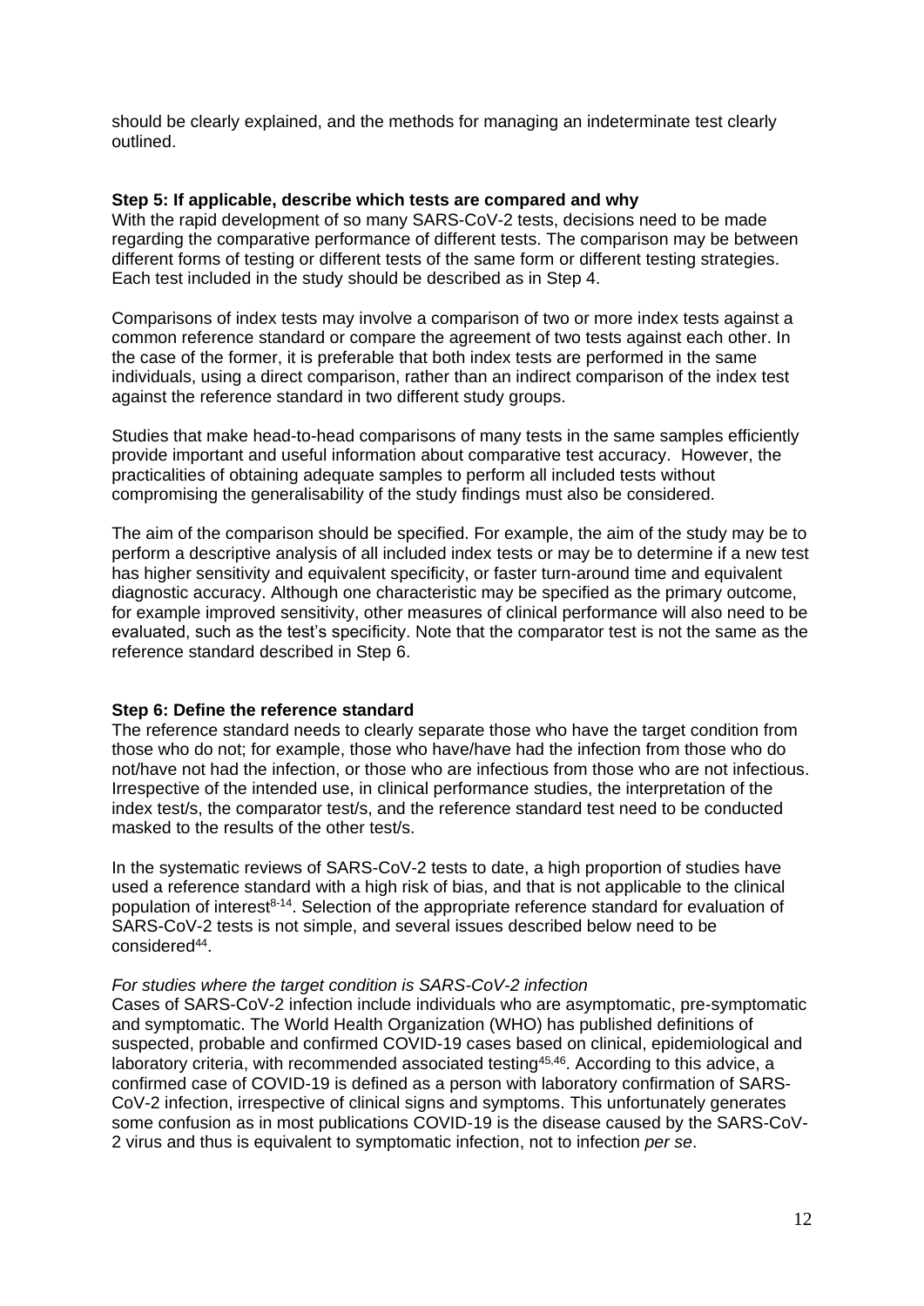should be clearly explained, and the methods for managing an indeterminate test clearly outlined.

**Step 5: If applicable, describe which tests are compared and why**

With the rapid development of so many SARS-CoV-2 tests, decisions need to be made regarding the comparative performance of different tests. The comparison may be between different forms of testing or different tests of the same form or different testing strategies. Each test included in the study should be described as in Step 4.

Comparisons of index tests may involve a comparison of two or more index tests against a common reference standard or compare the agreement of two tests against each other. In the case of the former, it is preferable that both index tests are performed in the same individuals, using a direct comparison, rather than an indirect comparison of the index test against the reference standard in two different study groups.

Studies that make head-to-head comparisons of many tests in the same samples efficiently provide important and useful information about comparative test accuracy. However, the practicalities of obtaining adequate samples to perform all included tests without compromising the generalisability of the study findings must also be considered.

The aim of the comparison should be specified. For example, the aim of the study may be to perform a descriptive analysis of all included index tests or may be to determine if a new test has higher sensitivity and equivalent specificity, or faster turn-around time and equivalent diagnostic accuracy. Although one characteristic may be specified as the primary outcome, for example improved sensitivity, other measures of clinical performance will also need to be evaluated, such as the test's specificity. Note that the comparator test is not the same as the reference standard described in Step 6.

**Step 6: Define the reference standard**

The reference standard needs to clearly separate those who have the target condition from those who do not; for example, those who have/have had the infection from those who do not/have not had the infection, or those who are infectious from those who are not infectious. Irrespective of the intended use, in clinical performance studies, the interpretation of the index test/s, the comparator test/s, and the reference standard test need to be conducted masked to the results of the other test/s.

In the systematic reviews of SARS-CoV-2 tests to date, a high proportion of studies have used a reference standard with a high risk of bias, and that is not applicable to the clinical population of interest[8-14]. Selection of the appropriate reference standard for evaluation of SARS-CoV-2 tests is not simple, and several issues described below need to be considered[44].

*For studies where the target condition is SARS-CoV-2 infection*

Cases of SARS-CoV-2 infection include individuals who are asymptomatic, pre-symptomatic and symptomatic. The World Health Organization (WHO) has published definitions of suspected, probable and confirmed COVID-19 cases based on clinical, epidemiological and laboratory criteria, with recommended associated testing[45,46]. According to this advice, a confirmed case of COVID-19 is defined as a person with laboratory confirmation of SARS-CoV-2 infection, irrespective of clinical signs and symptoms. This unfortunately generates some confusion as in most publications COVID-19 is the disease caused by the SARS-CoV-2 virus and thus is equivalent to symptomatic infection, not to infection *per se*.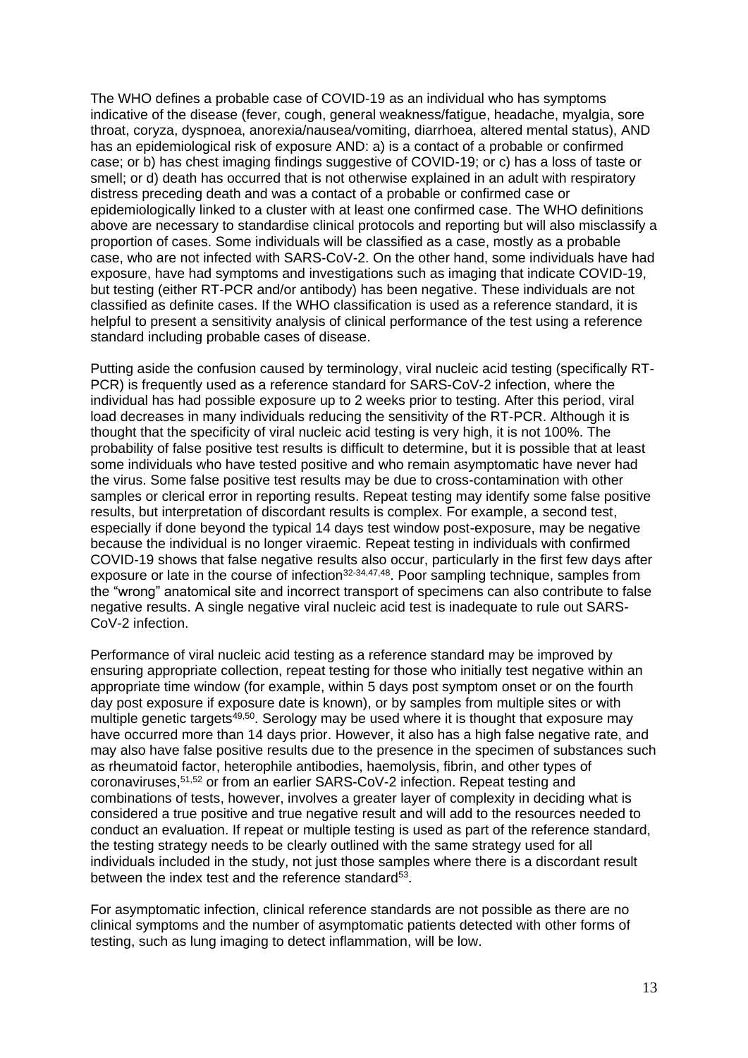The WHO defines a probable case of COVID-19 as an individual who has symptoms indicative of the disease (fever, cough, general weakness/fatigue, headache, myalgia, sore throat, coryza, dyspnoea, anorexia/nausea/vomiting, diarrhoea, altered mental status), AND has an epidemiological risk of exposure AND: a) is a contact of a probable or confirmed case; or b) has chest imaging findings suggestive of COVID-19; or c) has a loss of taste or smell; or d) death has occurred that is not otherwise explained in an adult with respiratory distress preceding death and was a contact of a probable or confirmed case or epidemiologically linked to a cluster with at least one confirmed case. The WHO definitions above are necessary to standardise clinical protocols and reporting but will also misclassify a proportion of cases. Some individuals will be classified as a case, mostly as a probable case, who are not infected with SARS-CoV-2. On the other hand, some individuals have had exposure, have had symptoms and investigations such as imaging that indicate COVID-19, but testing (either RT-PCR and/or antibody) has been negative. These individuals are not classified as definite cases. If the WHO classification is used as a reference standard, it is helpful to present a sensitivity analysis of clinical performance of the test using a reference standard including probable cases of disease.

Putting aside the confusion caused by terminology, viral nucleic acid testing (specifically RT-PCR) is frequently used as a reference standard for SARS-CoV-2 infection, where the individual has had possible exposure up to 2 weeks prior to testing. After this period, viral load decreases in many individuals reducing the sensitivity of the RT-PCR. Although it is thought that the specificity of viral nucleic acid testing is very high, it is not 100%. The probability of false positive test results is difficult to determine, but it is possible that at least some individuals who have tested positive and who remain asymptomatic have never had the virus. Some false positive test results may be due to cross-contamination with other samples or clerical error in reporting results. Repeat testing may identify some false positive results, but interpretation of discordant results is complex. For example, a second test, especially if done beyond the typical 14 days test window post-exposure, may be negative because the individual is no longer viraemic. Repeat testing in individuals with confirmed COVID-19 shows that false negative results also occur, particularly in the first few days after exposure or late in the course of infection[32-34,47,48]. Poor sampling technique, samples from the "wrong" anatomical site and incorrect transport of specimens can also contribute to false negative results. A single negative viral nucleic acid test is inadequate to rule out SARS-CoV-2 infection.

Performance of viral nucleic acid testing as a reference standard may be improved by ensuring appropriate collection, repeat testing for those who initially test negative within an appropriate time window (for example, within 5 days post symptom onset or on the fourth day post exposure if exposure date is known), or by samples from multiple sites or with multiple genetic targets[49,50]. Serology may be used where it is thought that exposure may have occurred more than 14 days prior. However, it also has a high false negative rate, and may also have false positive results due to the presence in the specimen of substances such as rheumatoid factor, heterophile antibodies, haemolysis, fibrin, and other types of coronaviruses,[51,52] or from an earlier SARS-CoV-2 infection. Repeat testing and combinations of tests, however, involves a greater layer of complexity in deciding what is considered a true positive and true negative result and will add to the resources needed to conduct an evaluation. If repeat or multiple testing is used as part of the reference standard, the testing strategy needs to be clearly outlined with the same strategy used for all individuals included in the study, not just those samples where there is a discordant result between the index test and the reference standard[53].

For asymptomatic infection, clinical reference standards are not possible as there are no clinical symptoms and the number of asymptomatic patients detected with other forms of testing, such as lung imaging to detect inflammation, will be low.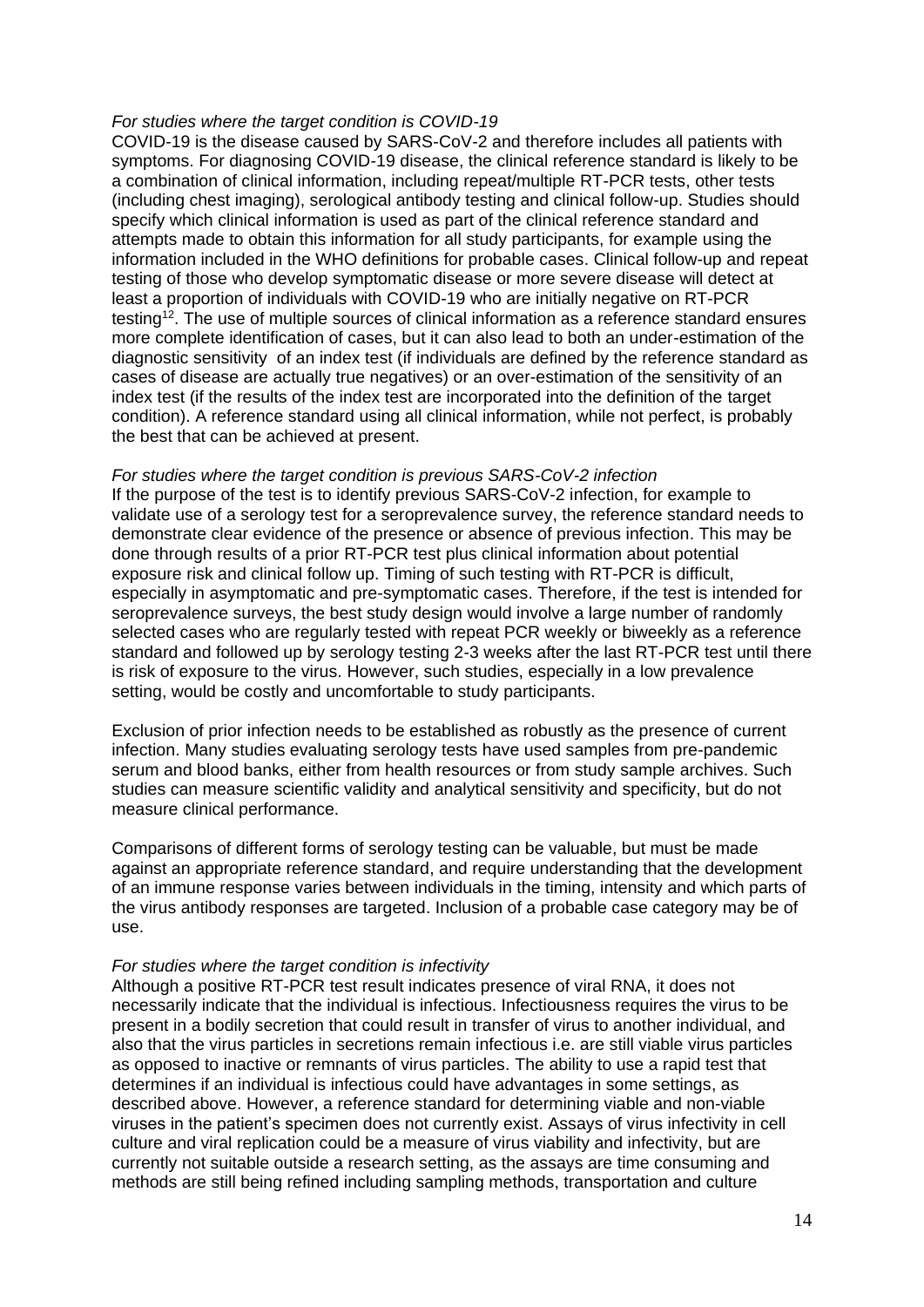*For studies where the target condition is COVID-19*

COVID-19 is the disease caused by SARS-CoV-2 and therefore includes all patients with symptoms. For diagnosing COVID-19 disease, the clinical reference standard is likely to be a combination of clinical information, including repeat/multiple RT-PCR tests, other tests (including chest imaging), serological antibody testing and clinical follow-up. Studies should specify which clinical information is used as part of the clinical reference standard and attempts made to obtain this information for all study participants, for example using the information included in the WHO definitions for probable cases. Clinical follow-up and repeat testing of those who develop symptomatic disease or more severe disease will detect at least a proportion of individuals with COVID-19 who are initially negative on RT-PCR testing[12]. The use of multiple sources of clinical information as a reference standard ensures more complete identification of cases, but it can also lead to both an under-estimation of the diagnostic sensitivity of an index test (if individuals are defined by the reference standard as cases of disease are actually true negatives) or an over-estimation of the sensitivity of an index test (if the results of the index test are incorporated into the definition of the target condition). A reference standard using all clinical information, while not perfect, is probably the best that can be achieved at present.

*For studies where the target condition is previous SARS-CoV-2 infection*

If the purpose of the test is to identify previous SARS-CoV-2 infection, for example to validate use of a serology test for a seroprevalence survey, the reference standard needs to demonstrate clear evidence of the presence or absence of previous infection. This may be done through results of a prior RT-PCR test plus clinical information about potential exposure risk and clinical follow up. Timing of such testing with RT-PCR is difficult, especially in asymptomatic and pre-symptomatic cases. Therefore, if the test is intended for seroprevalence surveys, the best study design would involve a large number of randomly selected cases who are regularly tested with repeat PCR weekly or biweekly as a reference standard and followed up by serology testing 2-3 weeks after the last RT-PCR test until there is risk of exposure to the virus. However, such studies, especially in a low prevalence setting, would be costly and uncomfortable to study participants.

Exclusion of prior infection needs to be established as robustly as the presence of current infection. Many studies evaluating serology tests have used samples from pre-pandemic serum and blood banks, either from health resources or from study sample archives. Such studies can measure scientific validity and analytical sensitivity and specificity, but do not measure clinical performance.

Comparisons of different forms of serology testing can be valuable, but must be made against an appropriate reference standard, and require understanding that the development of an immune response varies between individuals in the timing, intensity and which parts of the virus antibody responses are targeted. Inclusion of a probable case category may be of use.

*For studies where the target condition is infectivity*

Although a positive RT-PCR test result indicates presence of viral RNA, it does not necessarily indicate that the individual is infectious. Infectiousness requires the virus to be present in a bodily secretion that could result in transfer of virus to another individual, and also that the virus particles in secretions remain infectious i.e. are still viable virus particles as opposed to inactive or remnants of virus particles. The ability to use a rapid test that determines if an individual is infectious could have advantages in some settings, as described above. However, a reference standard for determining viable and non-viable viruses in the patient's specimen does not currently exist. Assays of virus infectivity in cell culture and viral replication could be a measure of virus viability and infectivity, but are currently not suitable outside a research setting, as the assays are time consuming and methods are still being refined including sampling methods, transportation and culture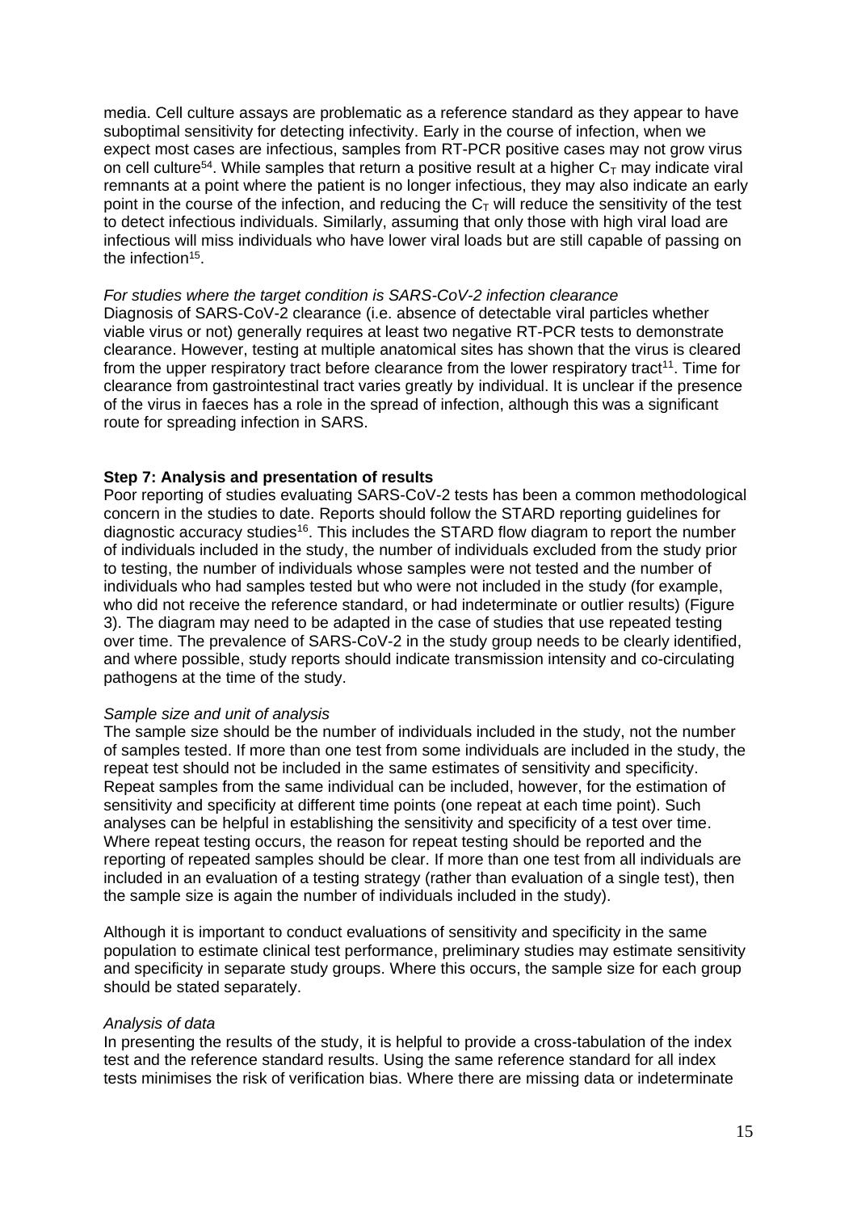media. Cell culture assays are problematic as a reference standard as they appear to have suboptimal sensitivity for detecting infectivity. Early in the course of infection, when we expect most cases are infectious, samples from RT-PCR positive cases may not grow virus on cell culture[54]. While samples that return a positive result at a higher $C_T$ may indicate viral remnants at a point where the patient is no longer infectious, they may also indicate an early point in the course of the infection, and reducing the $C_T$ will reduce the sensitivity of the test to detect infectious individuals. Similarly, assuming that only those with high viral load are infectious will miss individuals who have lower viral loads but are still capable of passing on the infection[15].

*For studies where the target condition is SARS-CoV-2 infection clearance*

Diagnosis of SARS-CoV-2 clearance (i.e. absence of detectable viral particles whether viable virus or not) generally requires at least two negative RT-PCR tests to demonstrate clearance. However, testing at multiple anatomical sites has shown that the virus is cleared from the upper respiratory tract before clearance from the lower respiratory tract[11]. Time for clearance from gastrointestinal tract varies greatly by individual. It is unclear if the presence of the virus in faeces has a role in the spread of infection, although this was a significant route for spreading infection in SARS.

**Step 7: Analysis and presentation of results**

Poor reporting of studies evaluating SARS-CoV-2 tests has been a common methodological concern in the studies to date. Reports should follow the STARD reporting guidelines for diagnostic accuracy studies[16]. This includes the STARD flow diagram to report the number of individuals included in the study, the number of individuals excluded from the study prior to testing, the number of individuals whose samples were not tested and the number of individuals who had samples tested but who were not included in the study (for example, who did not receive the reference standard, or had indeterminate or outlier results) (Figure 3). The diagram may need to be adapted in the case of studies that use repeated testing over time. The prevalence of SARS-CoV-2 in the study group needs to be clearly identified, and where possible, study reports should indicate transmission intensity and co-circulating pathogens at the time of the study.

*Sample size and unit of analysis*

The sample size should be the number of individuals included in the study, not the number of samples tested. If more than one test from some individuals are included in the study, the repeat test should not be included in the same estimates of sensitivity and specificity. Repeat samples from the same individual can be included, however, for the estimation of sensitivity and specificity at different time points (one repeat at each time point). Such analyses can be helpful in establishing the sensitivity and specificity of a test over time. Where repeat testing occurs, the reason for repeat testing should be reported and the reporting of repeated samples should be clear. If more than one test from all individuals are included in an evaluation of a testing strategy (rather than evaluation of a single test), then the sample size is again the number of individuals included in the study).

Although it is important to conduct evaluations of sensitivity and specificity in the same population to estimate clinical test performance, preliminary studies may estimate sensitivity and specificity in separate study groups. Where this occurs, the sample size for each group should be stated separately.

*Analysis of data*

In presenting the results of the study, it is helpful to provide a cross-tabulation of the index test and the reference standard results. Using the same reference standard for all index tests minimises the risk of verification bias. Where there are missing data or indeterminate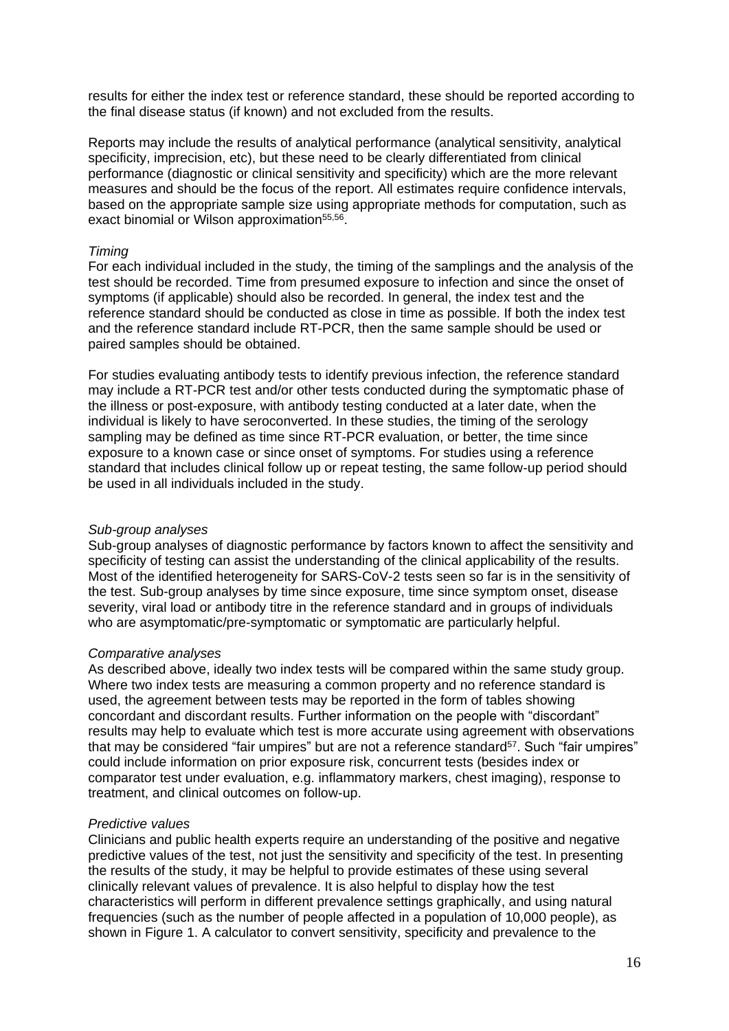results for either the index test or reference standard, these should be reported according to the final disease status (if known) and not excluded from the results.

Reports may include the results of analytical performance (analytical sensitivity, analytical specificity, imprecision, etc), but these need to be clearly differentiated from clinical performance (diagnostic or clinical sensitivity and specificity) which are the more relevant measures and should be the focus of the report. All estimates require confidence intervals, based on the appropriate sample size using appropriate methods for computation, such as exact binomial or Wilson approximation[55,56].

*Timing*

For each individual included in the study, the timing of the samplings and the analysis of the test should be recorded. Time from presumed exposure to infection and since the onset of symptoms (if applicable) should also be recorded. In general, the index test and the reference standard should be conducted as close in time as possible. If both the index test and the reference standard include RT-PCR, then the same sample should be used or paired samples should be obtained.

For studies evaluating antibody tests to identify previous infection, the reference standard may include a RT-PCR test and/or other tests conducted during the symptomatic phase of the illness or post-exposure, with antibody testing conducted at a later date, when the individual is likely to have seroconverted. In these studies, the timing of the serology sampling may be defined as time since RT-PCR evaluation, or better, the time since exposure to a known case or since onset of symptoms. For studies using a reference standard that includes clinical follow up or repeat testing, the same follow-up period should be used in all individuals included in the study.

*Sub-group analyses*

Sub-group analyses of diagnostic performance by factors known to affect the sensitivity and specificity of testing can assist the understanding of the clinical applicability of the results. Most of the identified heterogeneity for SARS-CoV-2 tests seen so far is in the sensitivity of the test. Sub-group analyses by time since exposure, time since symptom onset, disease severity, viral load or antibody titre in the reference standard and in groups of individuals who are asymptomatic/pre-symptomatic or symptomatic are particularly helpful.

*Comparative analyses*

As described above, ideally two index tests will be compared within the same study group. Where two index tests are measuring a common property and no reference standard is used, the agreement between tests may be reported in the form of tables showing concordant and discordant results. Further information on the people with "discordant" results may help to evaluate which test is more accurate using agreement with observations that may be considered "fair umpires" but are not a reference standard[57]. Such "fair umpires" could include information on prior exposure risk, concurrent tests (besides index or comparator test under evaluation, e.g. inflammatory markers, chest imaging), response to treatment, and clinical outcomes on follow-up.

*Predictive values*

Clinicians and public health experts require an understanding of the positive and negative predictive values of the test, not just the sensitivity and specificity of the test. In presenting the results of the study, it may be helpful to provide estimates of these using several clinically relevant values of prevalence. It is also helpful to display how the test characteristics will perform in different prevalence settings graphically, and using natural frequencies (such as the number of people affected in a population of 10,000 people), as shown in Figure 1. A calculator to convert sensitivity, specificity and prevalence to the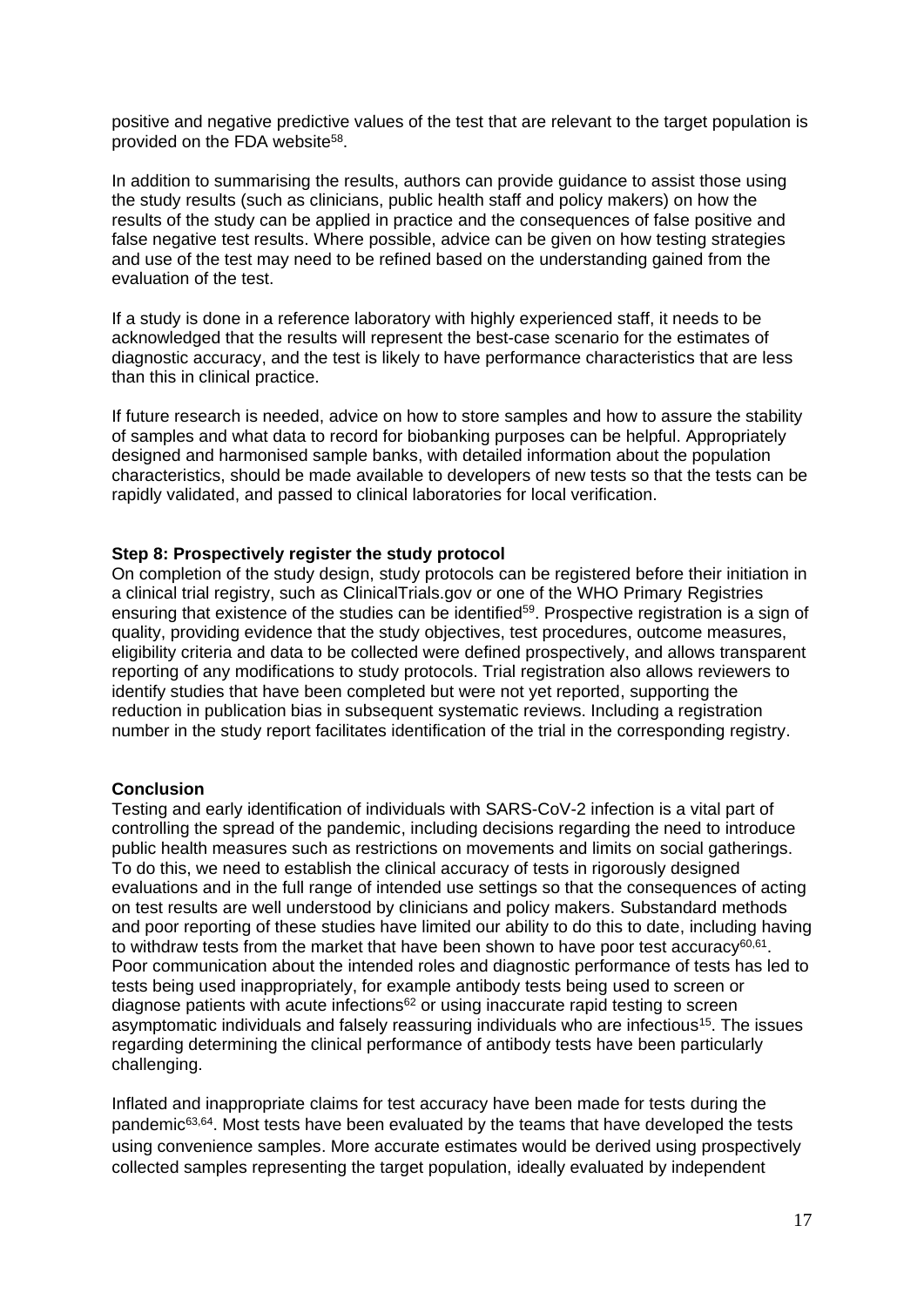positive and negative predictive values of the test that are relevant to the target population is provided on the FDA website[58].

In addition to summarising the results, authors can provide guidance to assist those using the study results (such as clinicians, public health staff and policy makers) on how the results of the study can be applied in practice and the consequences of false positive and false negative test results. Where possible, advice can be given on how testing strategies and use of the test may need to be refined based on the understanding gained from the evaluation of the test.

If a study is done in a reference laboratory with highly experienced staff, it needs to be acknowledged that the results will represent the best-case scenario for the estimates of diagnostic accuracy, and the test is likely to have performance characteristics that are less than this in clinical practice.

If future research is needed, advice on how to store samples and how to assure the stability of samples and what data to record for biobanking purposes can be helpful. Appropriately designed and harmonised sample banks, with detailed information about the population characteristics, should be made available to developers of new tests so that the tests can be rapidly validated, and passed to clinical laboratories for local verification.

**Step 8: Prospectively register the study protocol**

On completion of the study design, study protocols can be registered before their initiation in a clinical trial registry, such as ClinicalTrials.gov or one of the WHO Primary Registries ensuring that existence of the studies can be identified[59]. Prospective registration is a sign of quality, providing evidence that the study objectives, test procedures, outcome measures, eligibility criteria and data to be collected were defined prospectively, and allows transparent reporting of any modifications to study protocols. Trial registration also allows reviewers to identify studies that have been completed but were not yet reported, supporting the reduction in publication bias in subsequent systematic reviews. Including a registration number in the study report facilitates identification of the trial in the corresponding registry.

**Conclusion**

Testing and early identification of individuals with SARS-CoV-2 infection is a vital part of controlling the spread of the pandemic, including decisions regarding the need to introduce public health measures such as restrictions on movements and limits on social gatherings. To do this, we need to establish the clinical accuracy of tests in rigorously designed evaluations and in the full range of intended use settings so that the consequences of acting on test results are well understood by clinicians and policy makers. Substandard methods and poor reporting of these studies have limited our ability to do this to date, including having to withdraw tests from the market that have been shown to have poor test accuracy[60,61]. Poor communication about the intended roles and diagnostic performance of tests has led to tests being used inappropriately, for example antibody tests being used to screen or diagnose patients with acute infections[62] or using inaccurate rapid testing to screen asymptomatic individuals and falsely reassuring individuals who are infectious[15]. The issues regarding determining the clinical performance of antibody tests have been particularly challenging.

Inflated and inappropriate claims for test accuracy have been made for tests during the pandemic[63,64]. Most tests have been evaluated by the teams that have developed the tests using convenience samples. More accurate estimates would be derived using prospectively collected samples representing the target population, ideally evaluated by independent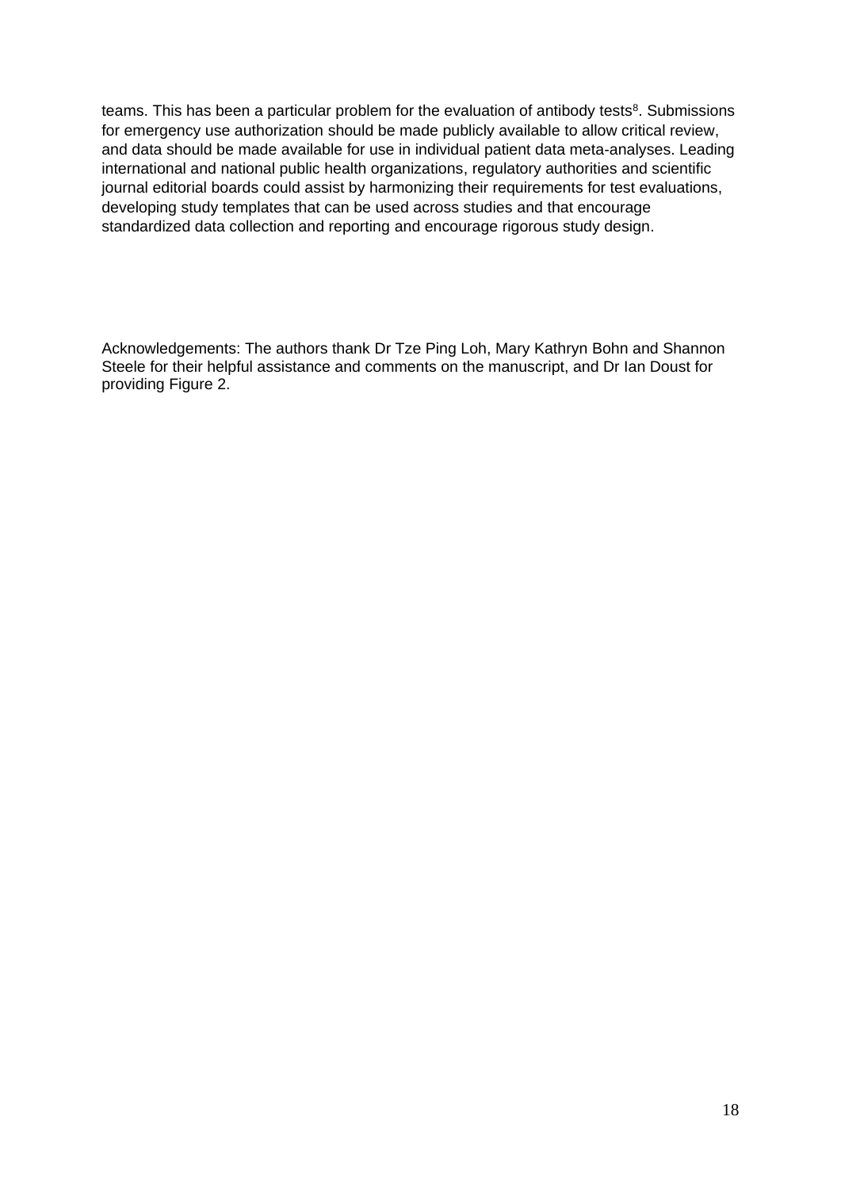teams. This has been a particular problem for the evaluation of antibody tests[8]. Submissions for emergency use authorization should be made publicly available to allow critical review, and data should be made available for use in individual patient data meta-analyses. Leading international and national public health organizations, regulatory authorities and scientific journal editorial boards could assist by harmonizing their requirements for test evaluations, developing study templates that can be used across studies and that encourage standardized data collection and reporting and encourage rigorous study design.

Acknowledgements: The authors thank Dr Tze Ping Loh, Mary Kathryn Bohn and Shannon Steele for their helpful assistance and comments on the manuscript, and Dr Ian Doust for providing Figure 2.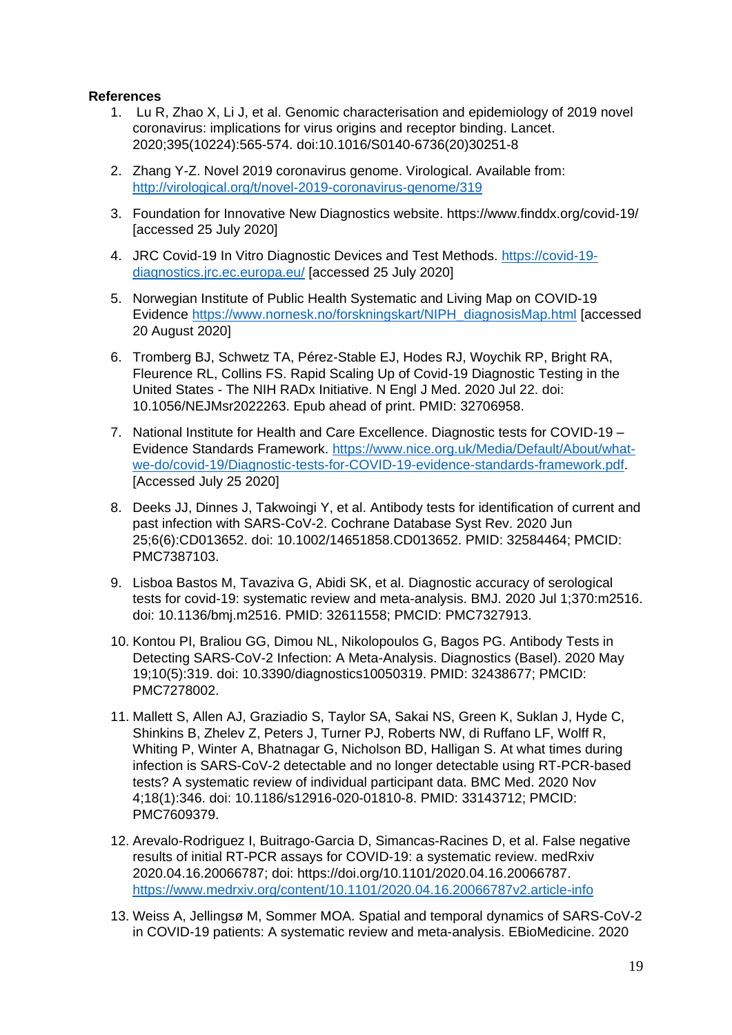**References**

1. Lu R, Zhao X, Li J, et al. Genomic characterisation and epidemiology of 2019 novel coronavirus: implications for virus origins and receptor binding. Lancet. 2020;395(10224):565-574. doi:10.1016/S0140-6736(20)30251-8
2. Zhang Y-Z. Novel 2019 coronavirus genome. Virological. Available from: http://virological.org/t/novel-2019-coronavirus-genome/319
3. Foundation for Innovative New Diagnostics website. https://www.finddx.org/covid-19/ [accessed 25 July 2020]
4. JRC Covid-19 In Vitro Diagnostic Devices and Test Methods. https://covid-19-diagnostics.jrc.ec.europa.eu/ [accessed 25 July 2020]
5. Norwegian Institute of Public Health Systematic and Living Map on COVID-19 Evidence https://www.nornesk.no/forskningskart/NIPH_diagnosisMap.html [accessed 20 August 2020]
6. Tromberg BJ, Schwetz TA, Pérez-Stable EJ, Hodes RJ, Woychik RP, Bright RA, Fleurence RL, Collins FS. Rapid Scaling Up of Covid-19 Diagnostic Testing in the United States - The NIH RADx Initiative. N Engl J Med. 2020 Jul 22. doi: 10.1056/NEJMsr2022263. Epub ahead of print. PMID: 32706958.
7. National Institute for Health and Care Excellence. Diagnostic tests for COVID-19 – Evidence Standards Framework. https://www.nice.org.uk/Media/Default/About/what-we-do/covid-19/Diagnostic-tests-for-COVID-19-evidence-standards-framework.pdf. [Accessed July 25 2020]
8. Deeks JJ, Dinnes J, Takwoingi Y, et al. Antibody tests for identification of current and past infection with SARS-CoV-2. Cochrane Database Syst Rev. 2020 Jun 25;6(6):CD013652. doi: 10.1002/14651858.CD013652. PMID: 32584464; PMCID: PMC7387103.
9. Lisboa Bastos M, Tavaziva G, Abidi SK, et al. Diagnostic accuracy of serological tests for covid-19: systematic review and meta-analysis. BMJ. 2020 Jul 1;370:m2516. doi: 10.1136/bmj.m2516. PMID: 32611558; PMCID: PMC7327913.
10. Kontou PI, Braliou GG, Dimou NL, Nikolopoulos G, Bagos PG. Antibody Tests in Detecting SARS-CoV-2 Infection: A Meta-Analysis. Diagnostics (Basel). 2020 May 19;10(5):319. doi: 10.3390/diagnostics10050319. PMID: 32438677; PMCID: PMC7278002.
11. Mallett S, Allen AJ, Graziadio S, Taylor SA, Sakai NS, Green K, Suklan J, Hyde C, Shinkins B, Zhelev Z, Peters J, Turner PJ, Roberts NW, di Ruffano LF, Wolff R, Whiting P, Winter A, Bhatnagar G, Nicholson BD, Halligan S. At what times during infection is SARS-CoV-2 detectable and no longer detectable using RT-PCR-based tests? A systematic review of individual participant data. BMC Med. 2020 Nov 4;18(1):346. doi: 10.1186/s12916-020-01810-8. PMID: 33143712; PMCID: PMC7609379.
12. Arevalo-Rodriguez I, Buitrago-Garcia D, Simancas-Racines D, et al. False negative results of initial RT-PCR assays for COVID-19: a systematic review. medRxiv 2020.04.16.20066787; doi: https://doi.org/10.1101/2020.04.16.20066787. https://www.medrxiv.org/content/10.1101/2020.04.16.20066787v2.article-info
13. Weiss A, Jellingsø M, Sommer MOA. Spatial and temporal dynamics of SARS-CoV-2 in COVID-19 patients: A systematic review and meta-analysis. EBioMedicine. 2020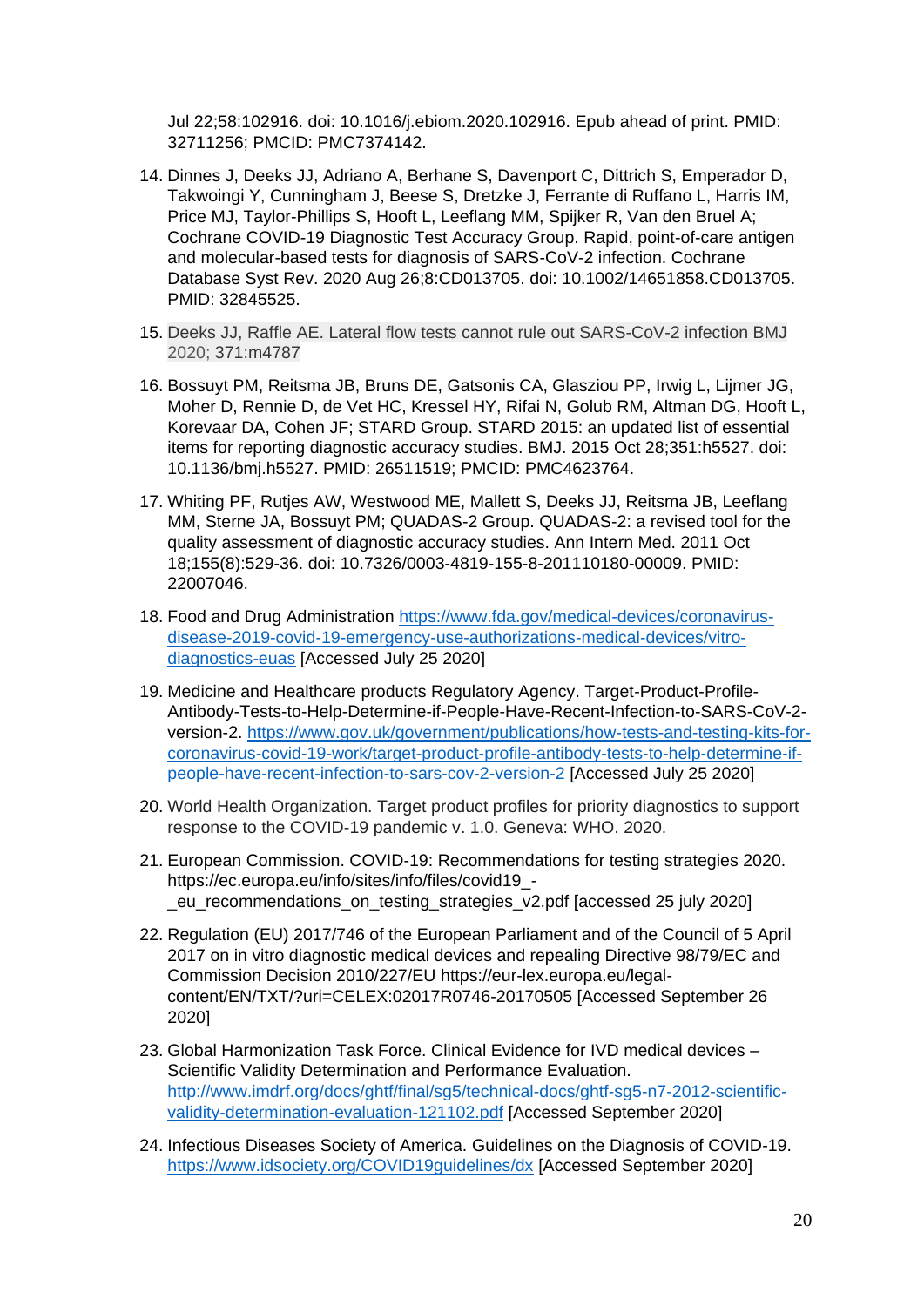Jul 22;58:102916. doi: 10.1016/j.ebiom.2020.102916. Epub ahead of print. PMID: 32711256; PMCID: PMC7374142.

14. Dinnes J, Deeks JJ, Adriano A, Berhane S, Davenport C, Dittrich S, Emperador D, Takwoingi Y, Cunningham J, Beese S, Dretzke J, Ferrante di Ruffano L, Harris IM, Price MJ, Taylor-Phillips S, Hooft L, Leeflang MM, Spijker R, Van den Bruel A; Cochrane COVID-19 Diagnostic Test Accuracy Group. Rapid, point-of-care antigen and molecular-based tests for diagnosis of SARS-CoV-2 infection. Cochrane Database Syst Rev. 2020 Aug 26;8:CD013705. doi: 10.1002/14651858.CD013705. PMID: 32845525.

15. Deeks JJ, Raffle AE. Lateral flow tests cannot rule out SARS-CoV-2 infection BMJ 2020; 371:m4787

16. Bossuyt PM, Reitsma JB, Bruns DE, Gatsonis CA, Glasziou PP, Irwig L, Lijmer JG, Moher D, Rennie D, de Vet HC, Kressel HY, Rifai N, Golub RM, Altman DG, Hooft L, Korevaar DA, Cohen JF; STARD Group. STARD 2015: an updated list of essential items for reporting diagnostic accuracy studies. BMJ. 2015 Oct 28;351:h5527. doi: 10.1136/bmj.h5527. PMID: 26511519; PMCID: PMC4623764.

17. Whiting PF, Rutjes AW, Westwood ME, Mallett S, Deeks JJ, Reitsma JB, Leeflang MM, Sterne JA, Bossuyt PM; QUADAS-2 Group. QUADAS-2: a revised tool for the quality assessment of diagnostic accuracy studies. Ann Intern Med. 2011 Oct 18;155(8):529-36. doi: 10.7326/0003-4819-155-8-201110180-00009. PMID: 22007046.

18. Food and Drug Administration https://www.fda.gov/medical-devices/coronavirus-disease-2019-covid-19-emergency-use-authorizations-medical-devices/vitro-diagnostics-euas [Accessed July 25 2020]

19. Medicine and Healthcare products Regulatory Agency. Target-Product-Profile-Antibody-Tests-to-Help-Determine-if-People-Have-Recent-Infection-to-SARS-CoV-2-version-2. https://www.gov.uk/government/publications/how-tests-and-testing-kits-for-coronavirus-covid-19-work/target-product-profile-antibody-tests-to-help-determine-if-people-have-recent-infection-to-sars-cov-2-version-2 [Accessed July 25 2020]

20. World Health Organization. Target product profiles for priority diagnostics to support response to the COVID-19 pandemic v. 1.0. Geneva: WHO. 2020.

21. European Commission. COVID-19: Recommendations for testing strategies 2020. https://ec.europa.eu/info/sites/info/files/covid19_-_eu_recommendations_on_testing_strategies_v2.pdf [accessed 25 july 2020]

22. Regulation (EU) 2017/746 of the European Parliament and of the Council of 5 April 2017 on in vitro diagnostic medical devices and repealing Directive 98/79/EC and Commission Decision 2010/227/EU https://eur-lex.europa.eu/legal-content/EN/TXT/?uri=CELEX:02017R0746-20170505 [Accessed September 26 2020]

23. Global Harmonization Task Force. Clinical Evidence for IVD medical devices – Scientific Validity Determination and Performance Evaluation. http://www.imdrf.org/docs/ghtf/final/sg5/technical-docs/ghtf-sg5-n7-2012-scientific-validity-determination-evaluation-121102.pdf [Accessed September 2020]

24. Infectious Diseases Society of America. Guidelines on the Diagnosis of COVID-19. https://www.idsociety.org/COVID19guidelines/dx [Accessed September 2020]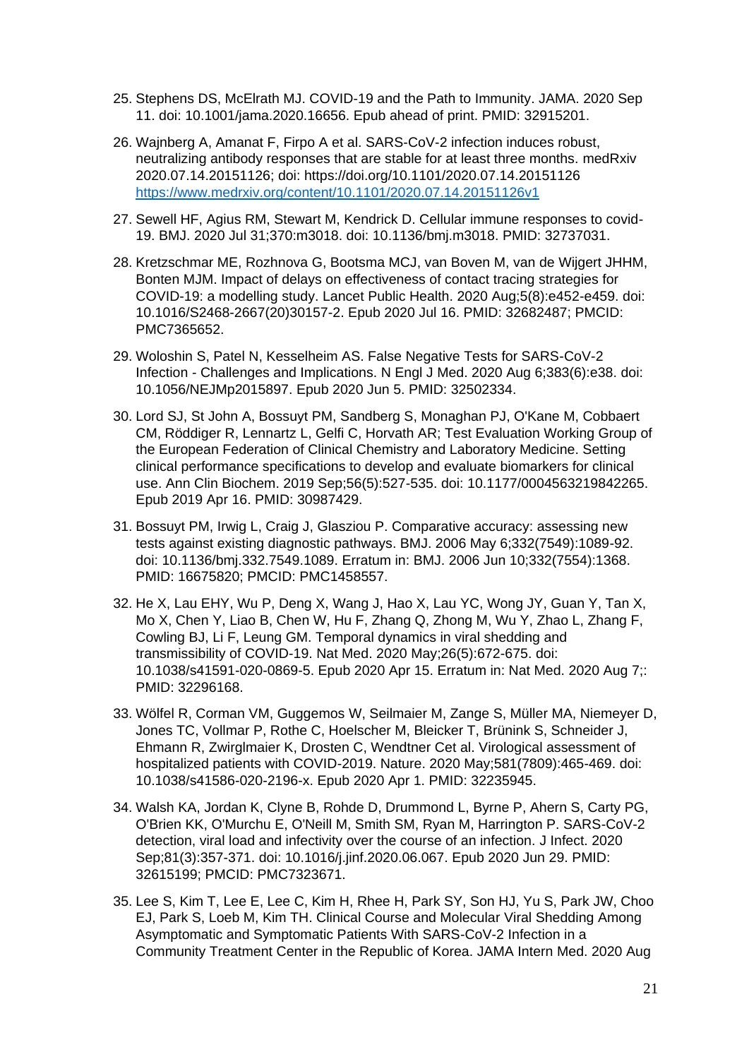25. Stephens DS, McElrath MJ. COVID-19 and the Path to Immunity. JAMA. 2020 Sep 11. doi: 10.1001/jama.2020.16656. Epub ahead of print. PMID: 32915201.

26. Wajnberg A, Amanat F, Firpo A et al. SARS-CoV-2 infection induces robust, neutralizing antibody responses that are stable for at least three months. medRxiv 2020.07.14.20151126; doi: https://doi.org/10.1101/2020.07.14.20151126 https://www.medrxiv.org/content/10.1101/2020.07.14.20151126v1

27. Sewell HF, Agius RM, Stewart M, Kendrick D. Cellular immune responses to covid-19. BMJ. 2020 Jul 31;370:m3018. doi: 10.1136/bmj.m3018. PMID: 32737031.

28. Kretzschmar ME, Rozhnova G, Bootsma MCJ, van Boven M, van de Wijgert JHHM, Bonten MJM. Impact of delays on effectiveness of contact tracing strategies for COVID-19: a modelling study. Lancet Public Health. 2020 Aug;5(8):e452-e459. doi: 10.1016/S2468-2667(20)30157-2. Epub 2020 Jul 16. PMID: 32682487; PMCID: PMC7365652.

29. Woloshin S, Patel N, Kesselheim AS. False Negative Tests for SARS-CoV-2 Infection - Challenges and Implications. N Engl J Med. 2020 Aug 6;383(6):e38. doi: 10.1056/NEJMp2015897. Epub 2020 Jun 5. PMID: 32502334.

30. Lord SJ, St John A, Bossuyt PM, Sandberg S, Monaghan PJ, O'Kane M, Cobbaert CM, Röddiger R, Lennartz L, Gelfi C, Horvath AR; Test Evaluation Working Group of the European Federation of Clinical Chemistry and Laboratory Medicine. Setting clinical performance specifications to develop and evaluate biomarkers for clinical use. Ann Clin Biochem. 2019 Sep;56(5):527-535. doi: 10.1177/0004563219842265. Epub 2019 Apr 16. PMID: 30987429.

31. Bossuyt PM, Irwig L, Craig J, Glasziou P. Comparative accuracy: assessing new tests against existing diagnostic pathways. BMJ. 2006 May 6;332(7549):1089-92. doi: 10.1136/bmj.332.7549.1089. Erratum in: BMJ. 2006 Jun 10;332(7554):1368. PMID: 16675820; PMCID: PMC1458557.

32. He X, Lau EHY, Wu P, Deng X, Wang J, Hao X, Lau YC, Wong JY, Guan Y, Tan X, Mo X, Chen Y, Liao B, Chen W, Hu F, Zhang Q, Zhong M, Wu Y, Zhao L, Zhang F, Cowling BJ, Li F, Leung GM. Temporal dynamics in viral shedding and transmissibility of COVID-19. Nat Med. 2020 May;26(5):672-675. doi: 10.1038/s41591-020-0869-5. Epub 2020 Apr 15. Erratum in: Nat Med. 2020 Aug 7;: PMID: 32296168.

33. Wölfel R, Corman VM, Guggemos W, Seilmaier M, Zange S, Müller MA, Niemeyer D, Jones TC, Vollmar P, Rothe C, Hoelscher M, Bleicker T, Brünink S, Schneider J, Ehmann R, Zwirglmaier K, Drosten C, Wendtner Cet al. Virological assessment of hospitalized patients with COVID-2019. Nature. 2020 May;581(7809):465-469. doi: 10.1038/s41586-020-2196-x. Epub 2020 Apr 1. PMID: 32235945.

34. Walsh KA, Jordan K, Clyne B, Rohde D, Drummond L, Byrne P, Ahern S, Carty PG, O'Brien KK, O'Murchu E, O'Neill M, Smith SM, Ryan M, Harrington P. SARS-CoV-2 detection, viral load and infectivity over the course of an infection. J Infect. 2020 Sep;81(3):357-371. doi: 10.1016/j.jinf.2020.06.067. Epub 2020 Jun 29. PMID: 32615199; PMCID: PMC7323671.

35. Lee S, Kim T, Lee E, Lee C, Kim H, Rhee H, Park SY, Son HJ, Yu S, Park JW, Choo EJ, Park S, Loeb M, Kim TH. Clinical Course and Molecular Viral Shedding Among Asymptomatic and Symptomatic Patients With SARS-CoV-2 Infection in a Community Treatment Center in the Republic of Korea. JAMA Intern Med. 2020 Aug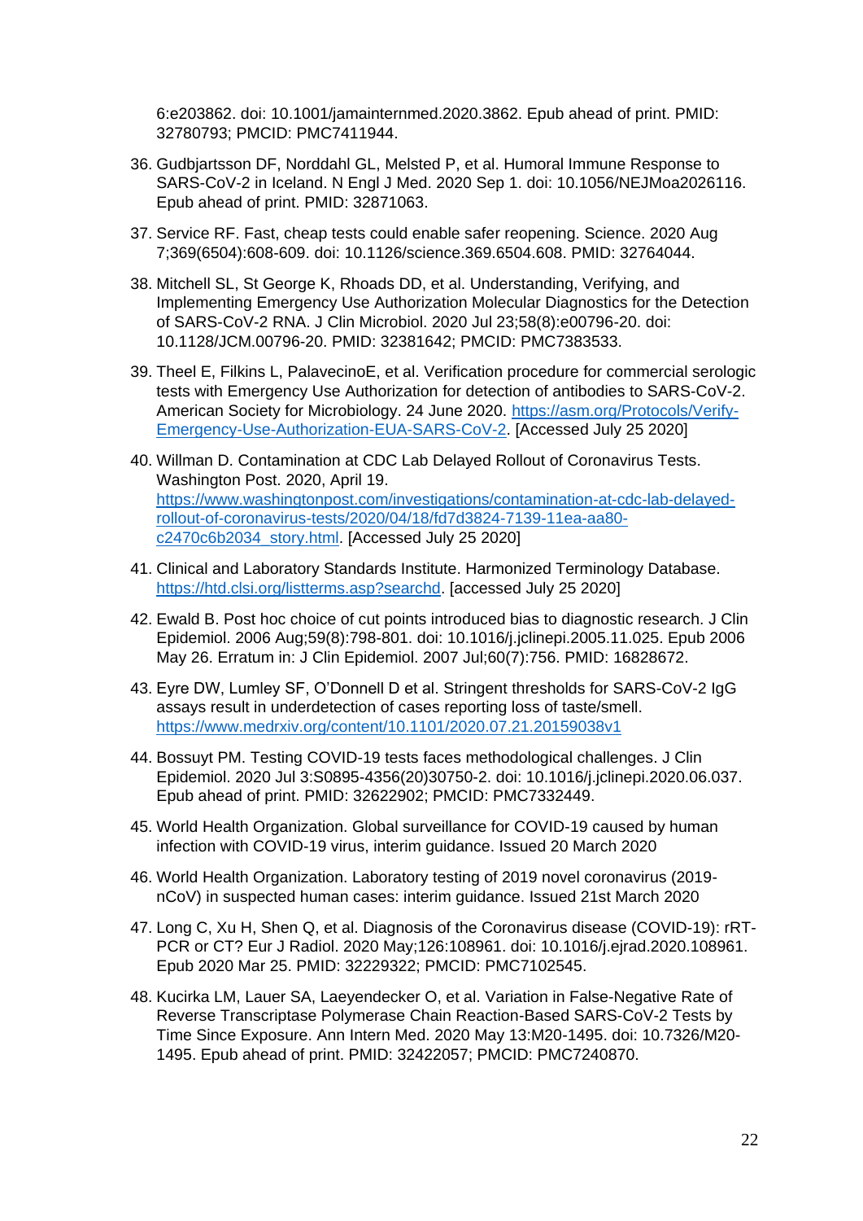6:e203862. doi: 10.1001/jamainternmed.2020.3862. Epub ahead of print. PMID: 32780793; PMCID: PMC7411944.

36. Gudbjartsson DF, Norddahl GL, Melsted P, et al. Humoral Immune Response to SARS-CoV-2 in Iceland. N Engl J Med. 2020 Sep 1. doi: 10.1056/NEJMoa2026116. Epub ahead of print. PMID: 32871063.

37. Service RF. Fast, cheap tests could enable safer reopening. Science. 2020 Aug 7;369(6504):608-609. doi: 10.1126/science.369.6504.608. PMID: 32764044.

38. Mitchell SL, St George K, Rhoads DD, et al. Understanding, Verifying, and Implementing Emergency Use Authorization Molecular Diagnostics for the Detection of SARS-CoV-2 RNA. J Clin Microbiol. 2020 Jul 23;58(8):e00796-20. doi: 10.1128/JCM.00796-20. PMID: 32381642; PMCID: PMC7383533.

39. Theel E, Filkins L, PalavecinoE, et al. Verification procedure for commercial serologic tests with Emergency Use Authorization for detection of antibodies to SARS-CoV-2. American Society for Microbiology. 24 June 2020. https://asm.org/Protocols/Verify-Emergency-Use-Authorization-EUA-SARS-CoV-2. [Accessed July 25 2020]

40. Willman D. Contamination at CDC Lab Delayed Rollout of Coronavirus Tests. Washington Post. 2020, April 19. https://www.washingtonpost.com/investigations/contamination-at-cdc-lab-delayed-rollout-of-coronavirus-tests/2020/04/18/fd7d3824-7139-11ea-aa80-c2470c6b2034_story.html. [Accessed July 25 2020]

41. Clinical and Laboratory Standards Institute. Harmonized Terminology Database. https://htd.clsi.org/listterms.asp?searchd. [accessed July 25 2020]

42. Ewald B. Post hoc choice of cut points introduced bias to diagnostic research. J Clin Epidemiol. 2006 Aug;59(8):798-801. doi: 10.1016/j.jclinepi.2005.11.025. Epub 2006 May 26. Erratum in: J Clin Epidemiol. 2007 Jul;60(7):756. PMID: 16828672.

43. Eyre DW, Lumley SF, O'Donnell D et al. Stringent thresholds for SARS-CoV-2 IgG assays result in underdetection of cases reporting loss of taste/smell. https://www.medrxiv.org/content/10.1101/2020.07.21.20159038v1

44. Bossuyt PM. Testing COVID-19 tests faces methodological challenges. J Clin Epidemiol. 2020 Jul 3:S0895-4356(20)30750-2. doi: 10.1016/j.jclinepi.2020.06.037. Epub ahead of print. PMID: 32622902; PMCID: PMC7332449.

45. World Health Organization. Global surveillance for COVID-19 caused by human infection with COVID-19 virus, interim guidance. Issued 20 March 2020

46. World Health Organization. Laboratory testing of 2019 novel coronavirus (2019-nCoV) in suspected human cases: interim guidance. Issued 21st March 2020

47. Long C, Xu H, Shen Q, et al. Diagnosis of the Coronavirus disease (COVID-19): rRT-PCR or CT? Eur J Radiol. 2020 May;126:108961. doi: 10.1016/j.ejrad.2020.108961. Epub 2020 Mar 25. PMID: 32229322; PMCID: PMC7102545.

48. Kucirka LM, Lauer SA, Laeyendecker O, et al. Variation in False-Negative Rate of Reverse Transcriptase Polymerase Chain Reaction-Based SARS-CoV-2 Tests by Time Since Exposure. Ann Intern Med. 2020 May 13:M20-1495. doi: 10.7326/M20-1495. Epub ahead of print. PMID: 32422057; PMCID: PMC7240870.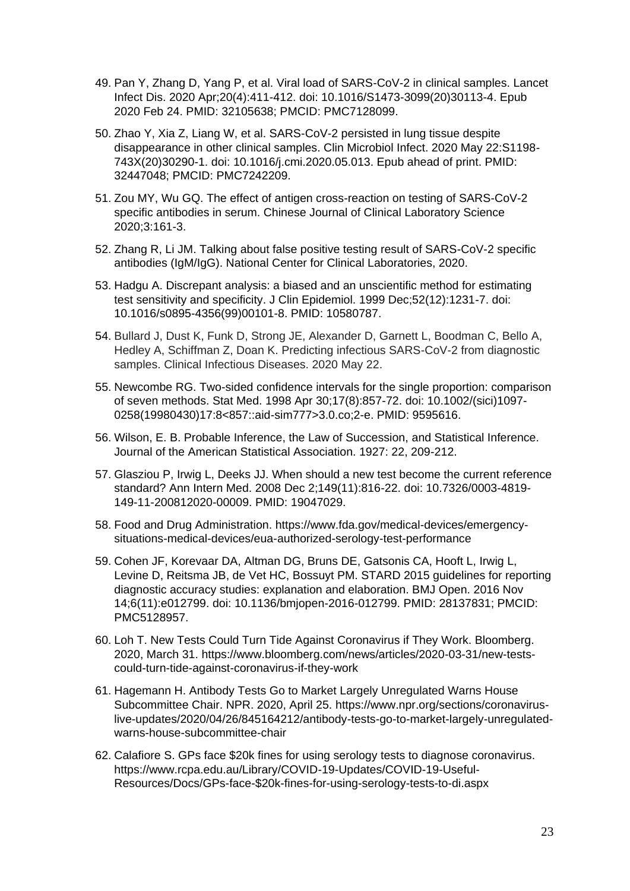49. Pan Y, Zhang D, Yang P, et al. Viral load of SARS-CoV-2 in clinical samples. Lancet Infect Dis. 2020 Apr;20(4):411-412. doi: 10.1016/S1473-3099(20)30113-4. Epub 2020 Feb 24. PMID: 32105638; PMCID: PMC7128099.

50. Zhao Y, Xia Z, Liang W, et al. SARS-CoV-2 persisted in lung tissue despite disappearance in other clinical samples. Clin Microbiol Infect. 2020 May 22:S1198-743X(20)30290-1. doi: 10.1016/j.cmi.2020.05.013. Epub ahead of print. PMID: 32447048; PMCID: PMC7242209.

51. Zou MY, Wu GQ. The effect of antigen cross-reaction on testing of SARS-CoV-2 specific antibodies in serum. Chinese Journal of Clinical Laboratory Science 2020;3:161-3.

52. Zhang R, Li JM. Talking about false positive testing result of SARS-CoV-2 specific antibodies (IgM/IgG). National Center for Clinical Laboratories, 2020.

53. Hadgu A. Discrepant analysis: a biased and an unscientific method for estimating test sensitivity and specificity. J Clin Epidemiol. 1999 Dec;52(12):1231-7. doi: 10.1016/s0895-4356(99)00101-8. PMID: 10580787.

54. Bullard J, Dust K, Funk D, Strong JE, Alexander D, Garnett L, Boodman C, Bello A, Hedley A, Schiffman Z, Doan K. Predicting infectious SARS-CoV-2 from diagnostic samples. Clinical Infectious Diseases. 2020 May 22.

55. Newcombe RG. Two-sided confidence intervals for the single proportion: comparison of seven methods. Stat Med. 1998 Apr 30;17(8):857-72. doi: 10.1002/(sici)1097-0258(19980430)17:8<857::aid-sim777>3.0.co;2-e. PMID: 9595616.

56. Wilson, E. B. Probable Inference, the Law of Succession, and Statistical Inference. Journal of the American Statistical Association. 1927: 22, 209-212.

57. Glasziou P, Irwig L, Deeks JJ. When should a new test become the current reference standard? Ann Intern Med. 2008 Dec 2;149(11):816-22. doi: 10.7326/0003-4819-149-11-200812020-00009. PMID: 19047029.

58. Food and Drug Administration. https://www.fda.gov/medical-devices/emergency-situations-medical-devices/eua-authorized-serology-test-performance

59. Cohen JF, Korevaar DA, Altman DG, Bruns DE, Gatsonis CA, Hooft L, Irwig L, Levine D, Reitsma JB, de Vet HC, Bossuyt PM. STARD 2015 guidelines for reporting diagnostic accuracy studies: explanation and elaboration. BMJ Open. 2016 Nov 14;6(11):e012799. doi: 10.1136/bmjopen-2016-012799. PMID: 28137831; PMCID: PMC5128957.

60. Loh T. New Tests Could Turn Tide Against Coronavirus if They Work. Bloomberg. 2020, March 31. https://www.bloomberg.com/news/articles/2020-03-31/new-tests-could-turn-tide-against-coronavirus-if-they-work

61. Hagemann H. Antibody Tests Go to Market Largely Unregulated Warns House Subcommittee Chair. NPR. 2020, April 25. https://www.npr.org/sections/coronavirus-live-updates/2020/04/26/845164212/antibody-tests-go-to-market-largely-unregulated-warns-house-subcommittee-chair

62. Calafiore S. GPs face $20k fines for using serology tests to diagnose coronavirus. https://www.rcpa.edu.au/Library/COVID-19-Updates/COVID-19-Useful-Resources/Docs/GPs-face-$20k-fines-for-using-serology-tests-to-di.aspx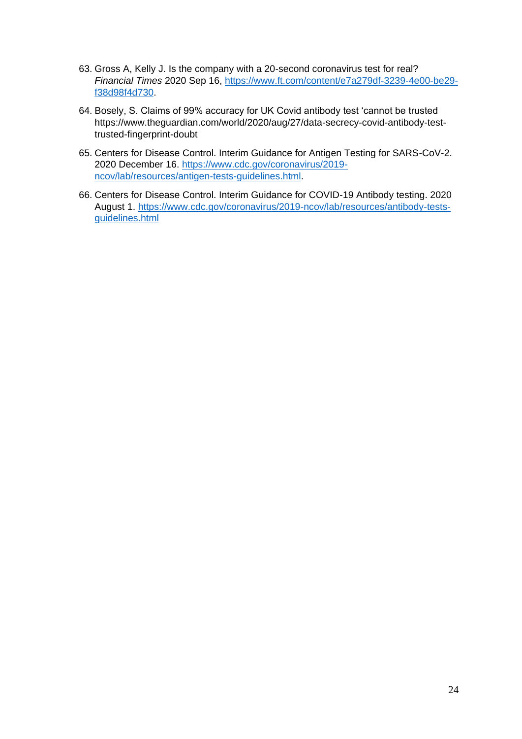63. Gross A, Kelly J. Is the company with a 20-second coronavirus test for real? *Financial Times* 2020 Sep 16, https://www.ft.com/content/e7a279df-3239-4e00-be29-f38d98f4d730.

64. Bosely, S. Claims of 99% accuracy for UK Covid antibody test 'cannot be trusted https://www.theguardian.com/world/2020/aug/27/data-secrecy-covid-antibody-test-trusted-fingerprint-doubt

65. Centers for Disease Control. Interim Guidance for Antigen Testing for SARS-CoV-2. 2020 December 16. https://www.cdc.gov/coronavirus/2019-ncov/lab/resources/antigen-tests-guidelines.html.

66. Centers for Disease Control. Interim Guidance for COVID-19 Antibody testing. 2020 August 1. https://www.cdc.gov/coronavirus/2019-ncov/lab/resources/antibody-tests-guidelines.html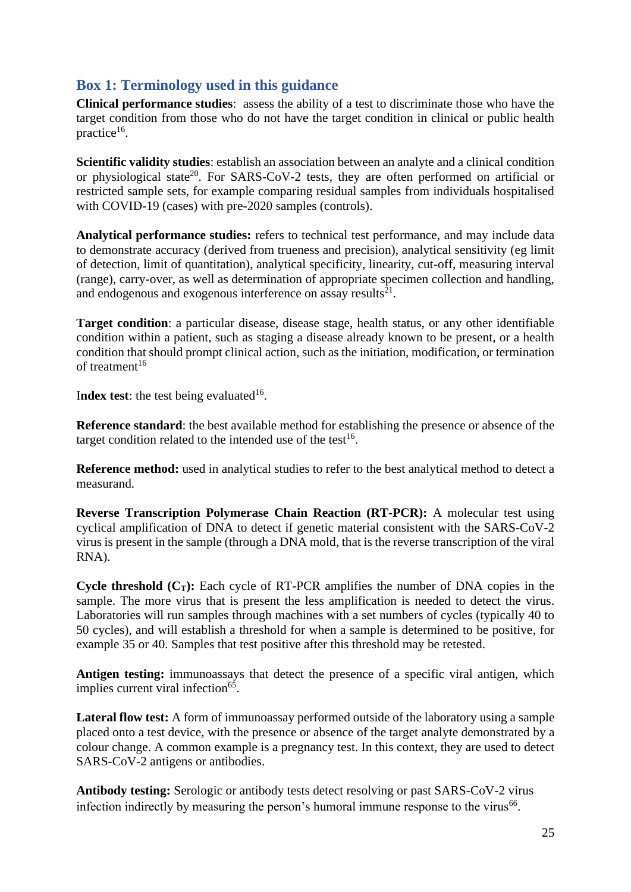## Box 1: Terminology used in this guidance

**Clinical performance studies**: assess the ability of a test to discriminate those who have the target condition from those who do not have the target condition in clinical or public health practice[16].

**Scientific validity studies**: establish an association between an analyte and a clinical condition or physiological state[20]. For SARS-CoV-2 tests, they are often performed on artificial or restricted sample sets, for example comparing residual samples from individuals hospitalised with COVID-19 (cases) with pre-2020 samples (controls).

**Analytical performance studies:** refers to technical test performance, and may include data to demonstrate accuracy (derived from trueness and precision), analytical sensitivity (eg limit of detection, limit of quantitation), analytical specificity, linearity, cut-off, measuring interval (range), carry-over, as well as determination of appropriate specimen collection and handling, and endogenous and exogenous interference on assay results[21].

**Target condition**: a particular disease, disease stage, health status, or any other identifiable condition within a patient, such as staging a disease already known to be present, or a health condition that should prompt clinical action, such as the initiation, modification, or termination of treatment[16]

**Index test**: the test being evaluated[16].

**Reference standard**: the best available method for establishing the presence or absence of the target condition related to the intended use of the test[16].

**Reference method:** used in analytical studies to refer to the best analytical method to detect a measurand.

**Reverse Transcription Polymerase Chain Reaction (RT-PCR):** A molecular test using cyclical amplification of DNA to detect if genetic material consistent with the SARS-CoV-2 virus is present in the sample (through a DNA mold, that is the reverse transcription of the viral RNA).

**Cycle threshold ($C_T$):** Each cycle of RT-PCR amplifies the number of DNA copies in the sample. The more virus that is present the less amplification is needed to detect the virus. Laboratories will run samples through machines with a set numbers of cycles (typically 40 to 50 cycles), and will establish a threshold for when a sample is determined to be positive, for example 35 or 40. Samples that test positive after this threshold may be retested.

**Antigen testing:** immunoassays that detect the presence of a specific viral antigen, which implies current viral infection[65].

**Lateral flow test:** A form of immunoassay performed outside of the laboratory using a sample placed onto a test device, with the presence or absence of the target analyte demonstrated by a colour change. A common example is a pregnancy test. In this context, they are used to detect SARS-CoV-2 antigens or antibodies.

**Antibody testing:** Serologic or antibody tests detect resolving or past SARS-CoV-2 virus infection indirectly by measuring the person's humoral immune response to the virus[66].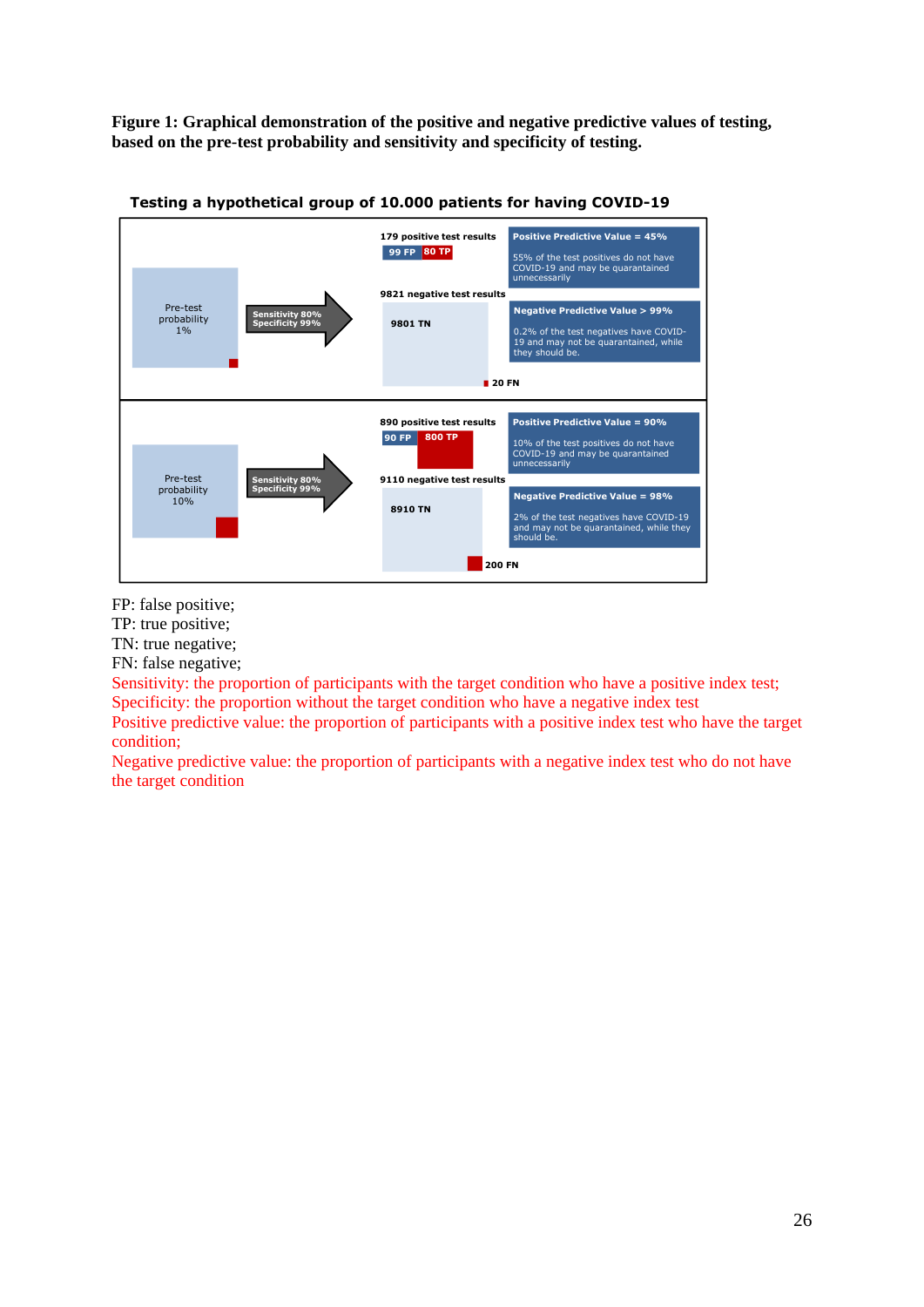**Figure 1: Graphical demonstration of the positive and negative predictive values of testing, based on the pre-test probability and sensitivity and specificity of testing.**

**Testing a hypothetical group of 10.000 patients for having COVID-19**

Pre-test probability 1%

Sensitivity 80%
Specificity 99%

179 positive test results

99 FP | 80 TP

**Positive Predictive Value = 45%**

55% of the test positives do not have COVID-19 and may be quarantined unnecessarily

9821 negative test results

9801 TN

20 FN

**Negative Predictive Value > 99%**

0.2% of the test negatives have COVID-19 and may not be quarantined, while they should be.

Pre-test probability 10%

Sensitivity 80%
Specificity 99%

890 positive test results

90 FP | 800 TP

**Positive Predictive Value = 90%**

10% of the test positives do not have COVID-19 and may be quarantined unnecessarily

9110 negative test results

8910 TN

200 FN

**Negative Predictive Value = 98%**

2% of the test negatives have COVID-19 and may not be quarantined, while they should be.

FP: false positive;
TP: true positive;
TN: true negative;
FN: false negative;
Sensitivity: the proportion of participants with the target condition who have a positive index test;
Specificity: the proportion without the target condition who have a negative index test
Positive predictive value: the proportion of participants with a positive index test who have the target condition;
Negative predictive value: the proportion of participants with a negative index test who do not have the target condition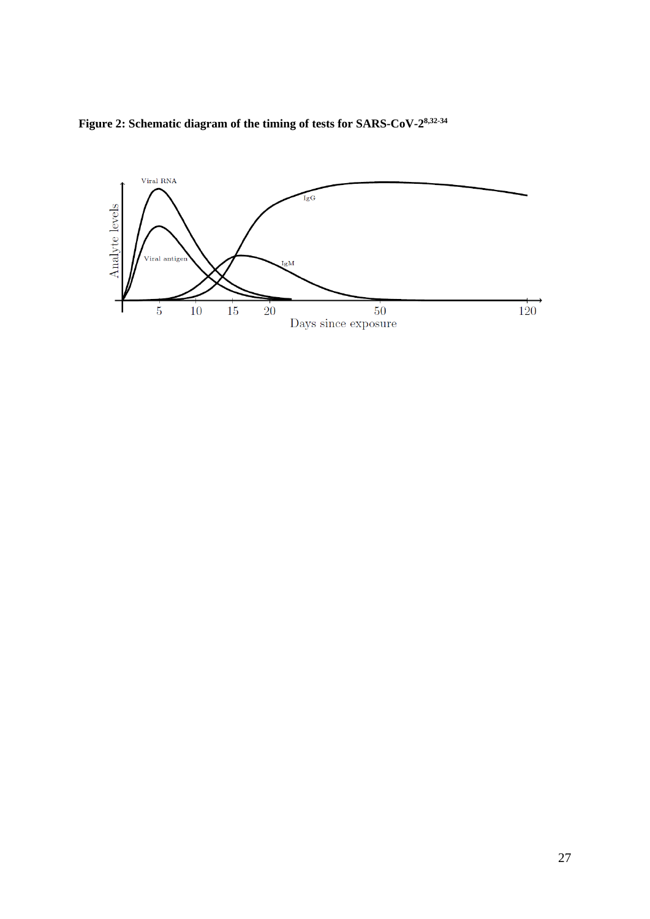**Figure 2: Schematic diagram of the timing of tests for SARS-CoV-2[8,32-34]**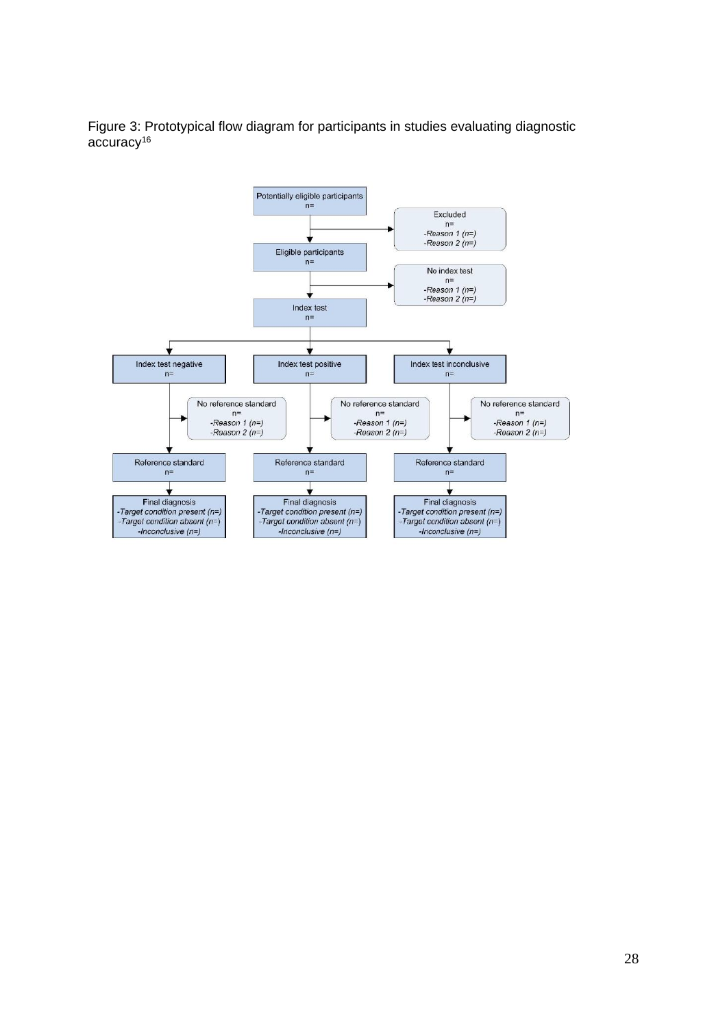Figure 3: Prototypical flow diagram for participants in studies evaluating diagnostic accuracy[16]

Potentially eligible participants
n=

Excluded
n=
-Reason 1 (n=)
-Reason 2 (n=)

Eligible participants
n=

No index test
n=
-Reason 1 (n=)
-Reason 2 (n=)

Index test
n=

| Index test negative<br>n= | Index test positive<br>n= | Index test inconclusive<br>n= |
|---|---|---|
| No reference standard<br>n=<br>-Reason 1 (n=)<br>-Reason 2 (n=) | No reference standard<br>n=<br>-Reason 1 (n=)<br>-Reason 2 (n=) | No reference standard<br>n=<br>-Reason 1 (n=)<br>-Reason 2 (n=) |
| Reference standard<br>n= | Reference standard<br>n= | Reference standard<br>n= |
| Final diagnosis<br>-Target condition present (n=)<br>-Target condition absent (n=)<br>-Inconclusive (n=) | Final diagnosis<br>-Target condition present (n=)<br>-Target condition absent (n=)<br>-Inconclusive (n=) | Final diagnosis<br>-Target condition present (n=)<br>-Target condition absent (n=)<br>-Inconclusive (n=) |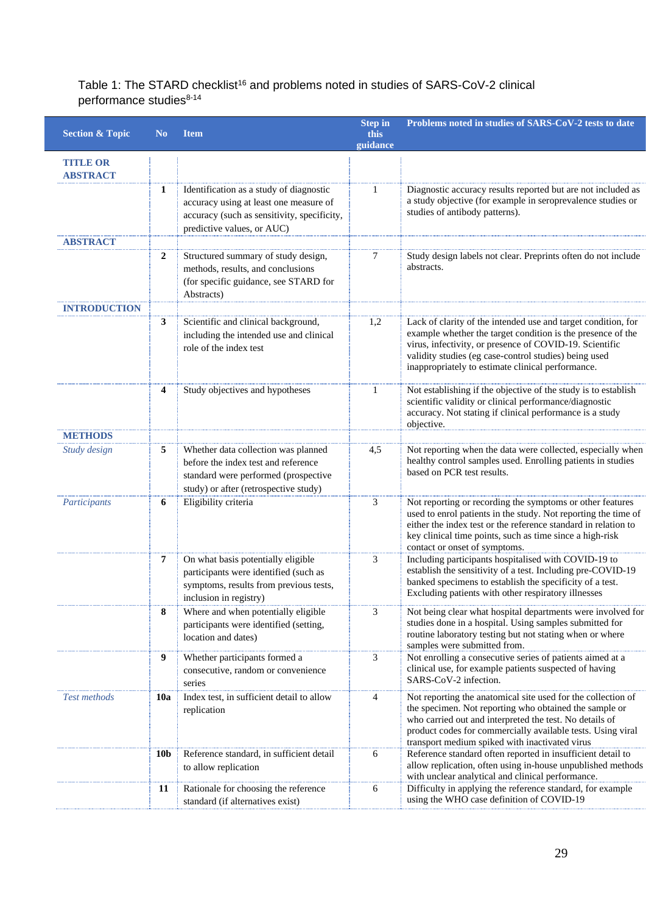Table 1: The STARD checklist[16] and problems noted in studies of SARS-CoV-2 clinical performance studies[8-14]

| Section & Topic | No | Item | Step in this guidance | Problems noted in studies of SARS-CoV-2 tests to date |
|---|---|---|---|---|
| **TITLE OR ABSTRACT** | | | | |
| | **1** | Identification as a study of diagnostic accuracy using at least one measure of accuracy (such as sensitivity, specificity, predictive values, or AUC) | 1 | Diagnostic accuracy results reported but are not included as a study objective (for example in seroprevalence studies or studies of antibody patterns). |
| **ABSTRACT** | | | | |
| | **2** | Structured summary of study design, methods, results, and conclusions (for specific guidance, see STARD for Abstracts) | 7 | Study design labels not clear. Preprints often do not include abstracts. |
| **INTRODUCTION** | | | | |
| | **3** | Scientific and clinical background, including the intended use and clinical role of the index test | 1,2 | Lack of clarity of the intended use and target condition, for example whether the target condition is the presence of the virus, infectivity, or presence of COVID-19. Scientific validity studies (eg case-control studies) being used inappropriately to estimate clinical performance. |
| | **4** | Study objectives and hypotheses | 1 | Not establishing if the objective of the study is to establish scientific validity or clinical performance/diagnostic accuracy. Not stating if clinical performance is a study objective. |
| **METHODS** | | | | |
| *Study design* | **5** | Whether data collection was planned before the index test and reference standard were performed (prospective study) or after (retrospective study) | 4,5 | Not reporting when the data were collected, especially when healthy control samples used. Enrolling patients in studies based on PCR test results. |
| *Participants* | **6** | Eligibility criteria | 3 | Not reporting or recording the symptoms or other features used to enrol patients in the study. Not reporting the time of either the index test or the reference standard in relation to key clinical time points, such as time since a high-risk contact or onset of symptoms. |
| | **7** | On what basis potentially eligible participants were identified (such as symptoms, results from previous tests, inclusion in registry) | 3 | Including participants hospitalised with COVID-19 to establish the sensitivity of a test. Including pre-COVID-19 banked specimens to establish the specificity of a test. Excluding patients with other respiratory illnesses |
| | **8** | Where and when potentially eligible participants were identified (setting, location and dates) | 3 | Not being clear what hospital departments were involved for studies done in a hospital. Using samples submitted for routine laboratory testing but not stating when or where samples were submitted from. |
| | **9** | Whether participants formed a consecutive, random or convenience series | 3 | Not enrolling a consecutive series of patients aimed at a clinical use, for example patients suspected of having SARS-CoV-2 infection. |
| *Test methods* | **10a** | Index test, in sufficient detail to allow replication | 4 | Not reporting the anatomical site used for the collection of the specimen. Not reporting who obtained the sample or who carried out and interpreted the test. No details of product codes for commercially available tests. Using viral transport medium spiked with inactivated virus |
| | **10b** | Reference standard, in sufficient detail to allow replication | 6 | Reference standard often reported in insufficient detail to allow replication, often using in-house unpublished methods with unclear analytical and clinical performance. |
| | **11** | Rationale for choosing the reference standard (if alternatives exist) | 6 | Difficulty in applying the reference standard, for example using the WHO case definition of COVID-19 |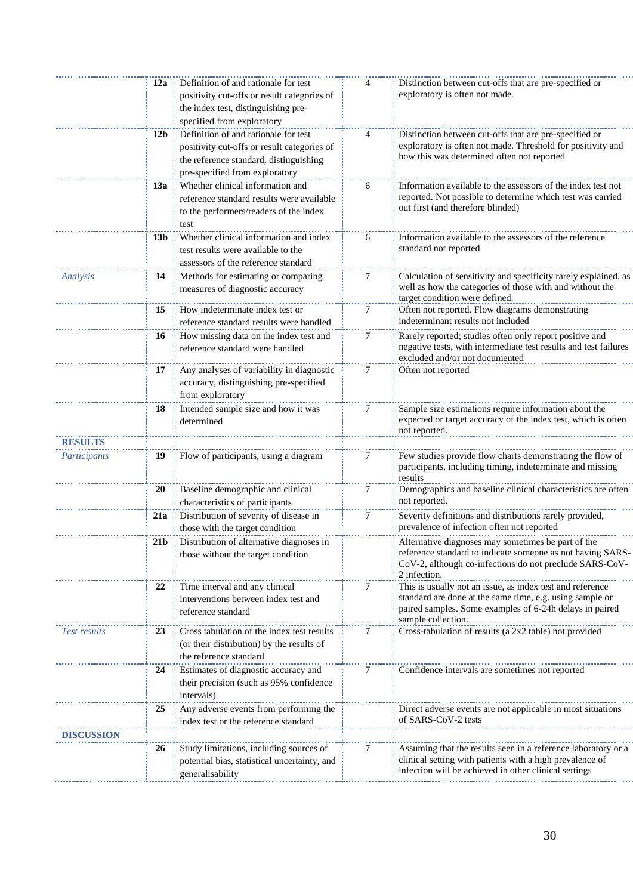| | | | | |
|---|---|---|---|---|
| | **12a** | Definition of and rationale for test positivity cut-offs or result categories of the index test, distinguishing pre-specified from exploratory | 4 | Distinction between cut-offs that are pre-specified or exploratory is often not made. |
| | **12b** | Definition of and rationale for test positivity cut-offs or result categories of the reference standard, distinguishing pre-specified from exploratory | 4 | Distinction between cut-offs that are pre-specified or exploratory is often not made. Threshold for positivity and how this was determined often not reported |
| | **13a** | Whether clinical information and reference standard results were available to the performers/readers of the index test | 6 | Information available to the assessors of the index test not reported. Not possible to determine which test was carried out first (and therefore blinded) |
| | **13b** | Whether clinical information and index test results were available to the assessors of the reference standard | 6 | Information available to the assessors of the reference standard not reported |
| *Analysis* | **14** | Methods for estimating or comparing measures of diagnostic accuracy | 7 | Calculation of sensitivity and specificity rarely explained, as well as how the categories of those with and without the target condition were defined. |
| | **15** | How indeterminate index test or reference standard results were handled | 7 | Often not reported. Flow diagrams demonstrating indeterminant results not included |
| | **16** | How missing data on the index test and reference standard were handled | 7 | Rarely reported; studies often only report positive and negative tests, with intermediate test results and test failures excluded and/or not documented |
| | **17** | Any analyses of variability in diagnostic accuracy, distinguishing pre-specified from exploratory | 7 | Often not reported |
| | **18** | Intended sample size and how it was determined | 7 | Sample size estimations require information about the expected or target accuracy of the index test, which is often not reported. |
| **RESULTS** | | | | |
| *Participants* | **19** | Flow of participants, using a diagram | 7 | Few studies provide flow charts demonstrating the flow of participants, including timing, indeterminate and missing results |
| | **20** | Baseline demographic and clinical characteristics of participants | 7 | Demographics and baseline clinical characteristics are often not reported. |
| | **21a** | Distribution of severity of disease in those with the target condition | 7 | Severity definitions and distributions rarely provided, prevalence of infection often not reported |
| | **21b** | Distribution of alternative diagnoses in those without the target condition | | Alternative diagnoses may sometimes be part of the reference standard to indicate someone as not having SARS-CoV-2, although co-infections do not preclude SARS-CoV-2 infection. |
| | **22** | Time interval and any clinical interventions between index test and reference standard | 7 | This is usually not an issue, as index test and reference standard are done at the same time, e.g. using sample or paired samples. Some examples of 6-24h delays in paired sample collection. |
| *Test results* | **23** | Cross tabulation of the index test results (or their distribution) by the results of the reference standard | 7 | Cross-tabulation of results (a 2x2 table) not provided |
| | **24** | Estimates of diagnostic accuracy and their precision (such as 95% confidence intervals) | 7 | Confidence intervals are sometimes not reported |
| | **25** | Any adverse events from performing the index test or the reference standard | | Direct adverse events are not applicable in most situations of SARS-CoV-2 tests |
| **DISCUSSION** | | | | |
| | **26** | Study limitations, including sources of potential bias, statistical uncertainty, and generalisability | 7 | Assuming that the results seen in a reference laboratory or a clinical setting with patients with a high prevalence of infection will be achieved in other clinical settings |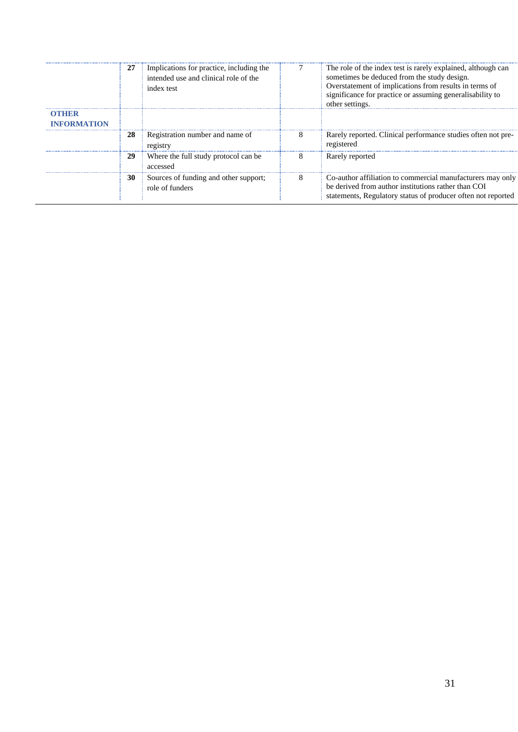| | | | | |
|---|---|---|---|---|
| | **27** | Implications for practice, including the intended use and clinical role of the index test | 7 | The role of the index test is rarely explained, although can sometimes be deduced from the study design. Overstatement of implications from results in terms of significance for practice or assuming generalisability to other settings. |
| **OTHER INFORMATION** | | | | |
| | **28** | Registration number and name of registry | 8 | Rarely reported. Clinical performance studies often not pre-registered |
| | **29** | Where the full study protocol can be accessed | 8 | Rarely reported |
| | **30** | Sources of funding and other support; role of funders | 8 | Co-author affiliation to commercial manufacturers may only be derived from author institutions rather than COI statements, Regulatory status of producer often not reported |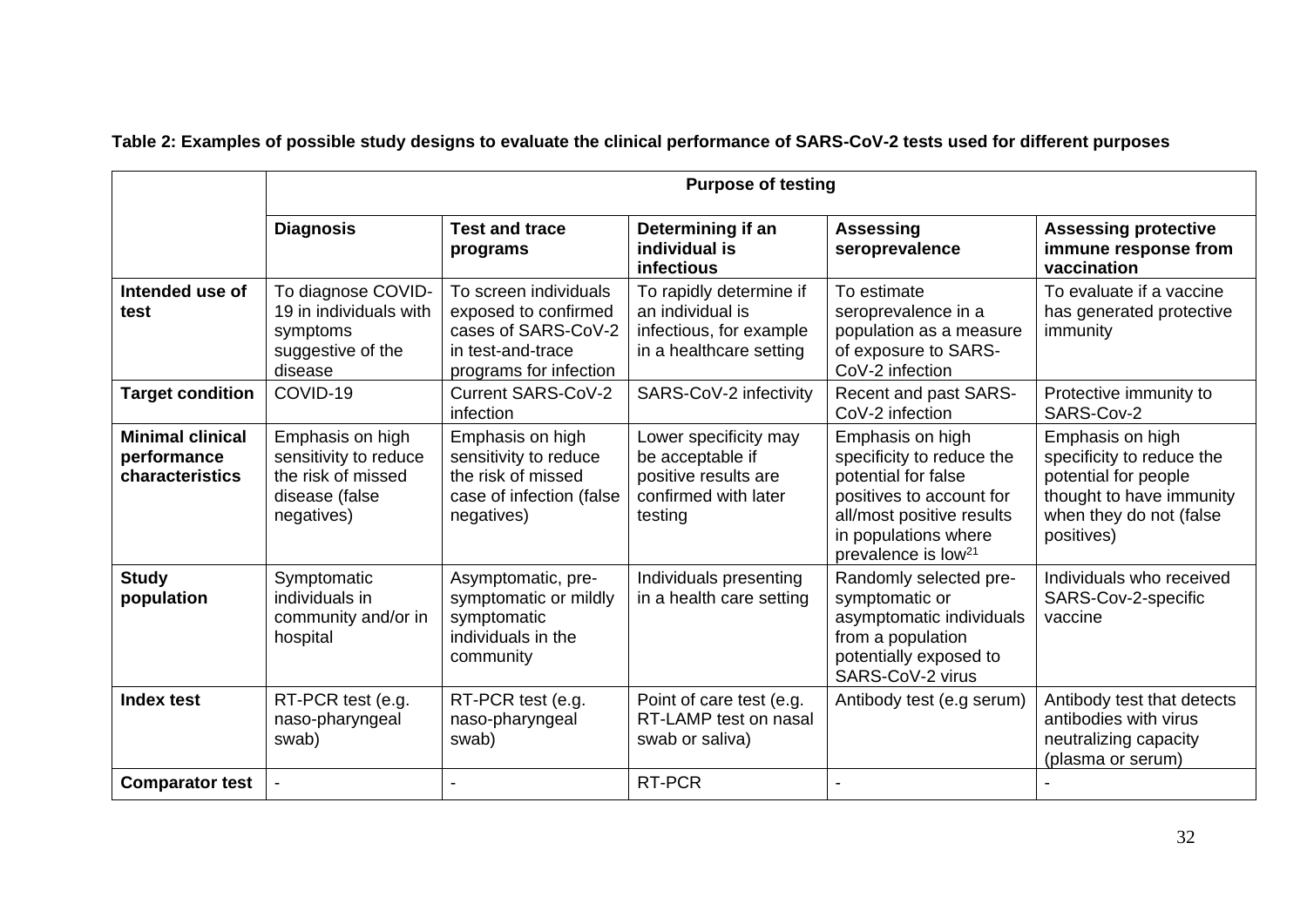**Table 2: Examples of possible study designs to evaluate the clinical performance of SARS-CoV-2 tests used for different purposes**

| | Purpose of testing | | | | |
|---|---|---|---|---|---|
| | **Diagnosis** | **Test and trace programs** | **Determining if an individual is infectious** | **Assessing seroprevalence** | **Assessing protective immune response from vaccination** |
| **Intended use of test** | To diagnose COVID-19 in individuals with symptoms suggestive of the disease | To screen individuals exposed to confirmed cases of SARS-CoV-2 in test-and-trace programs for infection | To rapidly determine if an individual is infectious, for example in a healthcare setting | To estimate seroprevalence in a population as a measure of exposure to SARS-CoV-2 infection | To evaluate if a vaccine has generated protective immunity |
| **Target condition** | COVID-19 | Current SARS-CoV-2 infection | SARS-CoV-2 infectivity | Recent and past SARS-CoV-2 infection | Protective immunity to SARS-Cov-2 |
| **Minimal clinical performance characteristics** | Emphasis on high sensitivity to reduce the risk of missed disease (false negatives) | Emphasis on high sensitivity to reduce the risk of missed case of infection (false negatives) | Lower specificity may be acceptable if positive results are confirmed with later testing | Emphasis on high specificity to reduce the potential for false positives to account for all/most positive results in populations where prevalence is low[21] | Emphasis on high specificity to reduce the potential for people thought to have immunity when they do not (false positives) |
| **Study population** | Symptomatic individuals in community and/or in hospital | Asymptomatic, pre-symptomatic or mildly symptomatic individuals in the community | Individuals presenting in a health care setting | Randomly selected pre-symptomatic or asymptomatic individuals from a population potentially exposed to SARS-CoV-2 virus | Individuals who received SARS-Cov-2-specific vaccine |
| **Index test** | RT-PCR test (e.g. naso-pharyngeal swab) | RT-PCR test (e.g. naso-pharyngeal swab) | Point of care test (e.g. RT-LAMP test on nasal swab or saliva) | Antibody test (e.g serum) | Antibody test that detects antibodies with virus neutralizing capacity (plasma or serum) |
| **Comparator test** | - | - | RT-PCR | - | - |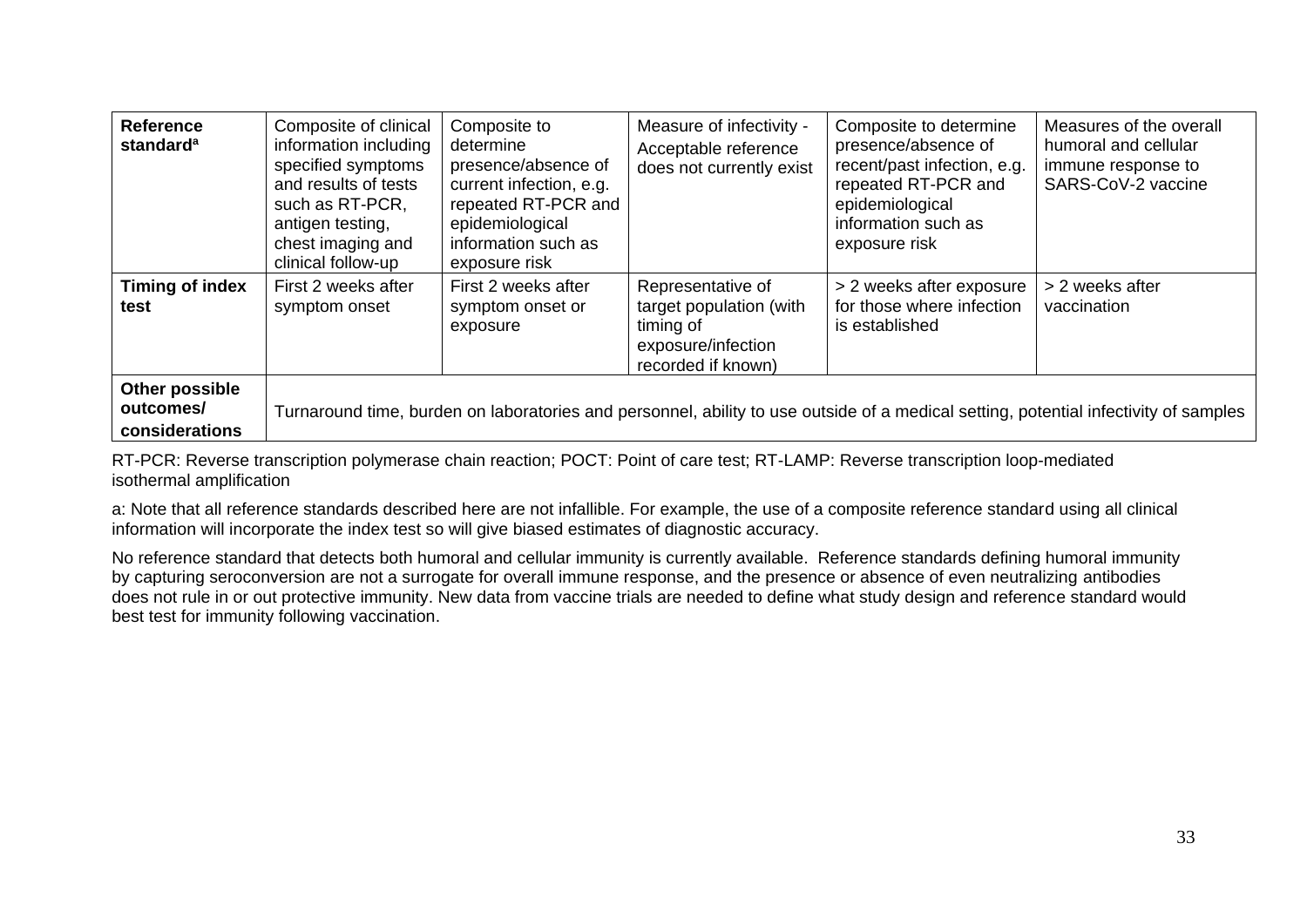| | | | | | |
|---|---|---|---|---|---|
| **Reference standard**[a] | Composite of clinical information including specified symptoms and results of tests such as RT-PCR, antigen testing, chest imaging and clinical follow-up | Composite to determine presence/absence of current infection, e.g. repeated RT-PCR and epidemiological information such as exposure risk | Measure of infectivity - Acceptable reference does not currently exist | Composite to determine presence/absence of recent/past infection, e.g. repeated RT-PCR and epidemiological information such as exposure risk | Measures of the overall humoral and cellular immune response to SARS-CoV-2 vaccine |
| **Timing of index test** | First 2 weeks after symptom onset | First 2 weeks after symptom onset or exposure | Representative of target population (with timing of exposure/infection recorded if known) | > 2 weeks after exposure for those where infection is established | > 2 weeks after vaccination |
| **Other possible outcomes/ considerations** | Turnaround time, burden on laboratories and personnel, ability to use outside of a medical setting, potential infectivity of samples | | | | |

RT-PCR: Reverse transcription polymerase chain reaction; POCT: Point of care test; RT-LAMP: Reverse transcription loop-mediated isothermal amplification

a: Note that all reference standards described here are not infallible. For example, the use of a composite reference standard using all clinical information will incorporate the index test so will give biased estimates of diagnostic accuracy.

No reference standard that detects both humoral and cellular immunity is currently available. Reference standards defining humoral immunity by capturing seroconversion are not a surrogate for overall immune response, and the presence or absence of even neutralizing antibodies does not rule in or out protective immunity. New data from vaccine trials are needed to define what study design and reference standard would best test for immunity following vaccination.